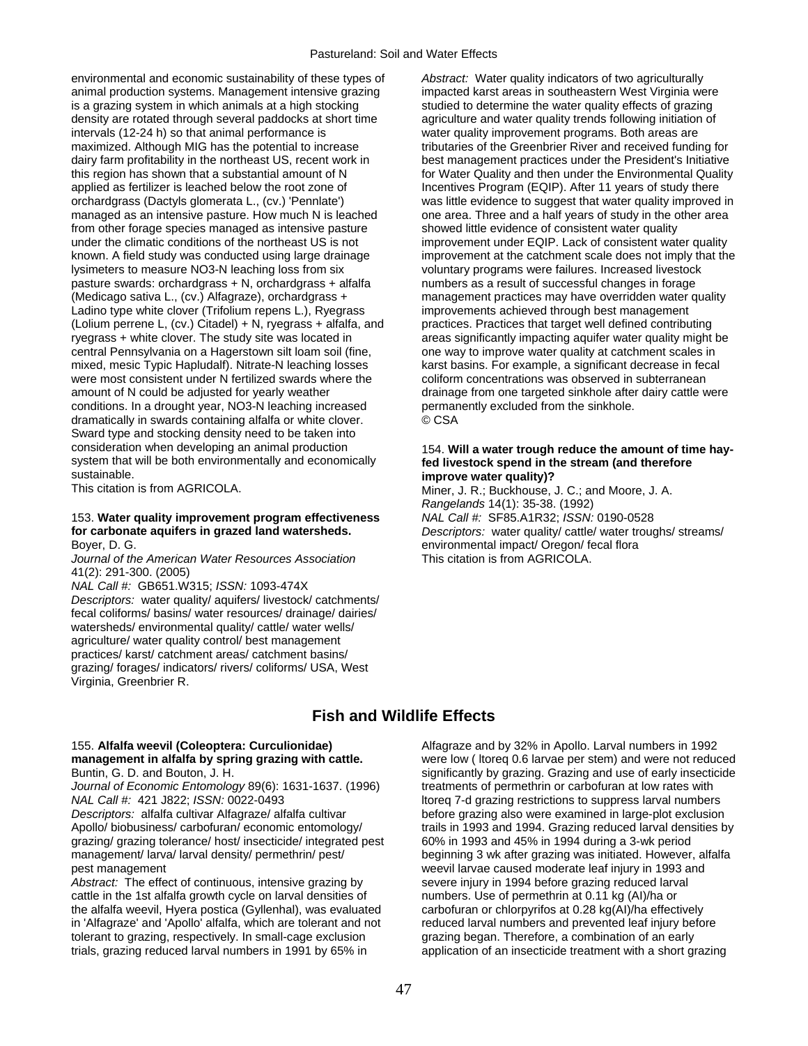environmental and economic sustainability of these types of animal production systems. Management intensive grazing is a grazing system in which animals at a high stocking density are rotated through several paddocks at short time intervals (12-24 h) so that animal performance is maximized. Although MIG has the potential to increase dairy farm profitability in the northeast US, recent work in this region has shown that a substantial amount of N applied as fertilizer is leached below the root zone of orchardgrass (Dactyls glomerata L., (cv.) 'Pennlate') managed as an intensive pasture. How much N is leached from other forage species managed as intensive pasture under the climatic conditions of the northeast US is not known. A field study was conducted using large drainage lysimeters to measure NO3-N leaching loss from six pasture swards: orchardgrass + N, orchardgrass + alfalfa (Medicago sativa L., (cv.) Alfagraze), orchardgrass + Ladino type white clover (Trifolium repens L.), Ryegrass (Lolium perrene L, (cv.) Citadel) + N, ryegrass + alfalfa, and ryegrass + white clover. The study site was located in central Pennsylvania on a Hagerstown silt loam soil (fine, mixed, mesic Typic Hapludalf). Nitrate-N leaching losses were most consistent under N fertilized swards where the amount of N could be adjusted for yearly weather conditions. In a drought year, NO3-N leaching increased dramatically in swards containing alfalfa or white clover. Sward type and stocking density need to be taken into consideration when developing an animal production system that will be both environmentally and economically sustainable.
This citation is from AGRICOLA.

153. **Water quality improvement program effectiveness for carbonate aquifers in grazed land watersheds.**
Boyer, D. G.
*Journal of the American Water Resources Association* 41(2): 291-300. (2005)
*NAL Call #:* GB651.W315; *ISSN:* 1093-474X
*Descriptors:* water quality/ aquifers/ livestock/ catchments/ fecal coliforms/ basins/ water resources/ drainage/ dairies/ watersheds/ environmental quality/ cattle/ water wells/ agriculture/ water quality control/ best management practices/ karst/ catchment areas/ catchment basins/ grazing/ forages/ indicators/ rivers/ coliforms/ USA, West Virginia, Greenbrier R.
*Abstract:* Water quality indicators of two agriculturally impacted karst areas in southeastern West Virginia were studied to determine the water quality effects of grazing agriculture and water quality trends following initiation of water quality improvement programs. Both areas are tributaries of the Greenbrier River and received funding for best management practices under the President's Initiative for Water Quality and then under the Environmental Quality Incentives Program (EQIP). After 11 years of study there was little evidence to suggest that water quality improved in one area. Three and a half years of study in the other area showed little evidence of consistent water quality improvement under EQIP. Lack of consistent water quality improvement at the catchment scale does not imply that the voluntary programs were failures. Increased livestock numbers as a result of successful changes in forage management practices may have overridden water quality improvements achieved through best management practices. Practices that target well defined contributing areas significantly impacting aquifer water quality might be one way to improve water quality at catchment scales in karst basins. For example, a significant decrease in fecal coliform concentrations was observed in subterranean drainage from one targeted sinkhole after dairy cattle were permanently excluded from the sinkhole.
© CSA

154. **Will a water trough reduce the amount of time hay-fed livestock spend in the stream (and therefore improve water quality)?**
Miner, J. R.; Buckhouse, J. C.; and Moore, J. A.
*Rangelands* 14(1): 35-38. (1992)
*NAL Call #:* SF85.A1R32; *ISSN:* 0190-0528
*Descriptors:* water quality/ cattle/ water troughs/ streams/ environmental impact/ Oregon/ fecal flora
This citation is from AGRICOLA.

## Fish and Wildlife Effects

155. **Alfalfa weevil (Coleoptera: Curculionidae) management in alfalfa by spring grazing with cattle.**
Buntin, G. D. and Bouton, J. H.
*Journal of Economic Entomology* 89(6): 1631-1637. (1996)
*NAL Call #:* 421 J822; *ISSN:* 0022-0493
*Descriptors:* alfalfa cultivar Alfagraze/ alfalfa cultivar Apollo/ biobusiness/ carbofuran/ economic entomology/ grazing/ grazing tolerance/ host/ insecticide/ integrated pest management/ larva/ larval density/ permethrin/ pest/ pest management
*Abstract:* The effect of continuous, intensive grazing by cattle in the 1st alfalfa growth cycle on larval densities of the alfalfa weevil, Hyera postica (Gyllenhal), was evaluated in 'Alfagraze' and 'Apollo' alfalfa, which are tolerant and not tolerant to grazing, respectively. In small-cage exclusion trials, grazing reduced larval numbers in 1991 by 65% in Alfagraze and by 32% in Apollo. Larval numbers in 1992 were low ( ltoreq 0.6 larvae per stem) and were not reduced significantly by grazing. Grazing and use of early insecticide treatments of permethrin or carbofuran at low rates with ltoreq 7-d grazing restrictions to suppress larval numbers before grazing also were examined in large-plot exclusion trails in 1993 and 1994. Grazing reduced larval densities by 60% in 1993 and 45% in 1994 during a 3-wk period beginning 3 wk after grazing was initiated. However, alfalfa weevil larvae caused moderate leaf injury in 1993 and severe injury in 1994 before grazing reduced larval numbers. Use of permethrin at 0.11 kg (AI)/ha or carbofuran or chlorpyrifos at 0.28 kg(AI)/ha effectively reduced larval numbers and prevented leaf injury before grazing began. Therefore, a combination of an early application of an insecticide treatment with a short grazing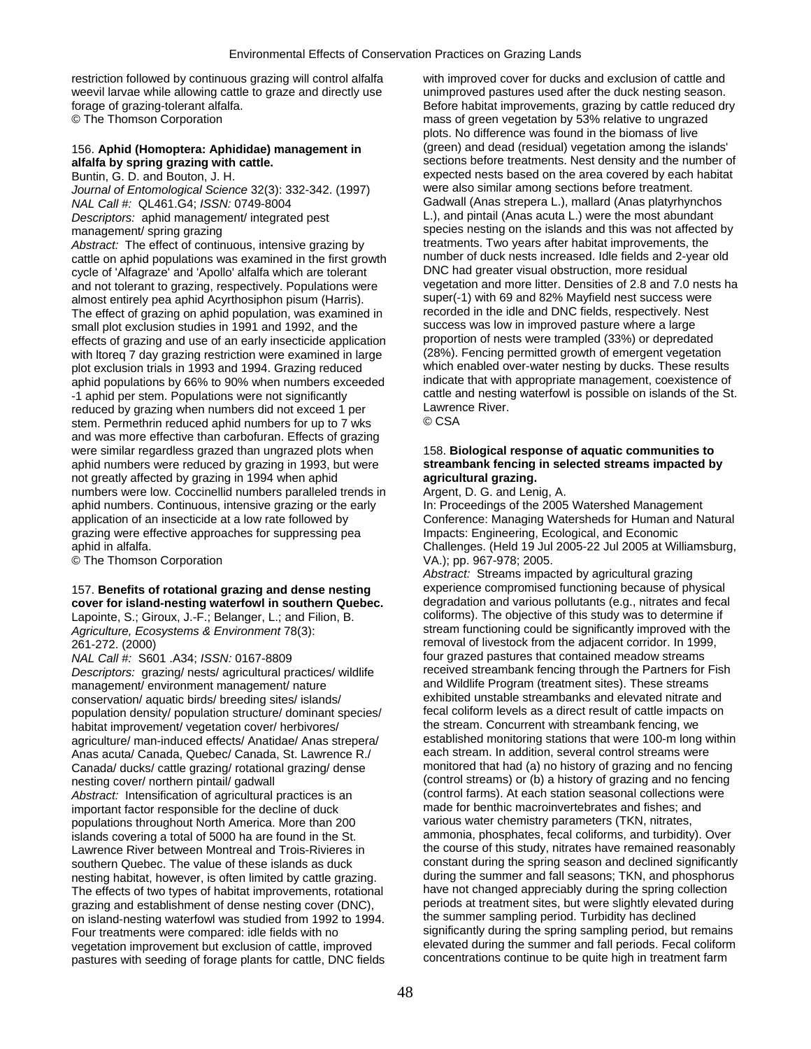restriction followed by continuous grazing will control alfalfa weevil larvae while allowing cattle to graze and directly use forage of grazing-tolerant alfalfa.
© The Thomson Corporation

156. **Aphid (Homoptera: Aphididae) management in alfalfa by spring grazing with cattle.**
Buntin, G. D. and Bouton, J. H.
*Journal of Entomological Science* 32(3): 332-342. (1997)
*NAL Call #:* QL461.G4; *ISSN:* 0749-8004
*Descriptors:* aphid management/ integrated pest management/ spring grazing
*Abstract:* The effect of continuous, intensive grazing by cattle on aphid populations was examined in the first growth cycle of 'Alfagraze' and 'Apollo' alfalfa which are tolerant and not tolerant to grazing, respectively. Populations were almost entirely pea aphid Acyrthosiphon pisum (Harris). The effect of grazing on aphid population, was examined in small plot exclusion studies in 1991 and 1992, and the effects of grazing and use of an early insecticide application with ltoreq 7 day grazing restriction were examined in large plot exclusion trials in 1993 and 1994. Grazing reduced aphid populations by 66% to 90% when numbers exceeded -1 aphid per stem. Populations were not significantly reduced by grazing when numbers did not exceed 1 per stem. Permethrin reduced aphid numbers for up to 7 wks and was more effective than carbofuran. Effects of grazing were similar regardless grazed than ungrazed plots when aphid numbers were reduced by grazing in 1993, but were not greatly affected by grazing in 1994 when aphid numbers were low. Coccinellid numbers paralleled trends in aphid numbers. Continuous, intensive grazing or the early application of an insecticide at a low rate followed by grazing were effective approaches for suppressing pea aphid in alfalfa.
© The Thomson Corporation

157. **Benefits of rotational grazing and dense nesting cover for island-nesting waterfowl in southern Quebec.**
Lapointe, S.; Giroux, J.-F.; Belanger, L.; and Filion, B.
*Agriculture, Ecosystems & Environment* 78(3): 261-272. (2000)
*NAL Call #:* S601 .A34; *ISSN:* 0167-8809
*Descriptors:* grazing/ nests/ agricultural practices/ wildlife management/ environment management/ nature conservation/ aquatic birds/ breeding sites/ islands/ population density/ population structure/ dominant species/ habitat improvement/ vegetation cover/ herbivores/ agriculture/ man-induced effects/ Anatidae/ Anas strepera/ Anas acuta/ Canada, Quebec/ Canada, St. Lawrence R./ Canada/ ducks/ cattle grazing/ rotational grazing/ dense nesting cover/ northern pintail/ gadwall
*Abstract:* Intensification of agricultural practices is an important factor responsible for the decline of duck populations throughout North America. More than 200 islands covering a total of 5000 ha are found in the St. Lawrence River between Montreal and Trois-Rivieres in southern Quebec. The value of these islands as duck nesting habitat, however, is often limited by cattle grazing. The effects of two types of habitat improvements, rotational grazing and establishment of dense nesting cover (DNC), on island-nesting waterfowl was studied from 1992 to 1994. Four treatments were compared: idle fields with no vegetation improvement but exclusion of cattle, improved pastures with seeding of forage plants for cattle, DNC fields with improved cover for ducks and exclusion of cattle and unimproved pastures used after the duck nesting season. Before habitat improvements, grazing by cattle reduced dry mass of green vegetation by 53% relative to ungrazed plots. No difference was found in the biomass of live (green) and dead (residual) vegetation among the islands' sections before treatments. Nest density and the number of expected nests based on the area covered by each habitat were also similar among sections before treatment. Gadwall (Anas strepera L.), mallard (Anas platyrhynchos L.), and pintail (Anas acuta L.) were the most abundant species nesting on the islands and this was not affected by treatments. Two years after habitat improvements, the number of duck nests increased. Idle fields and 2-year old DNC had greater visual obstruction, more residual vegetation and more litter. Densities of 2.8 and 7.0 nests ha super(-1) with 69 and 82% Mayfield nest success were recorded in the idle and DNC fields, respectively. Nest success was low in improved pasture where a large proportion of nests were trampled (33%) or depredated (28%). Fencing permitted growth of emergent vegetation which enabled over-water nesting by ducks. These results indicate that with appropriate management, coexistence of cattle and nesting waterfowl is possible on islands of the St. Lawrence River.
© CSA

158. **Biological response of aquatic communities to streambank fencing in selected streams impacted by agricultural grazing.**
Argent, D. G. and Lenig, A.
In: Proceedings of the 2005 Watershed Management Conference: Managing Watersheds for Human and Natural Impacts: Engineering, Ecological, and Economic Challenges. (Held 19 Jul 2005-22 Jul 2005 at Williamsburg, VA.); pp. 967-978; 2005.
*Abstract:* Streams impacted by agricultural grazing experience compromised functioning because of physical degradation and various pollutants (e.g., nitrates and fecal coliforms). The objective of this study was to determine if stream functioning could be significantly improved with the removal of livestock from the adjacent corridor. In 1999, four grazed pastures that contained meadow streams received streambank fencing through the Partners for Fish and Wildlife Program (treatment sites). These streams exhibited unstable streambanks and elevated nitrate and fecal coliform levels as a direct result of cattle impacts on the stream. Concurrent with streambank fencing, we established monitoring stations that were 100-m long within each stream. In addition, several control streams were monitored that had (a) no history of grazing and no fencing (control streams) or (b) a history of grazing and no fencing (control farms). At each station seasonal collections were made for benthic macroinvertebrates and fishes; and various water chemistry parameters (TKN, nitrates, ammonia, phosphates, fecal coliforms, and turbidity). Over the course of this study, nitrates have remained reasonably constant during the spring season and declined significantly during the summer and fall seasons; TKN, and phosphorus have not changed appreciably during the spring collection periods at treatment sites, but were slightly elevated during the summer sampling period. Turbidity has declined significantly during the spring sampling period, but remains elevated during the summer and fall periods. Fecal coliform concentrations continue to be quite high in treatment farm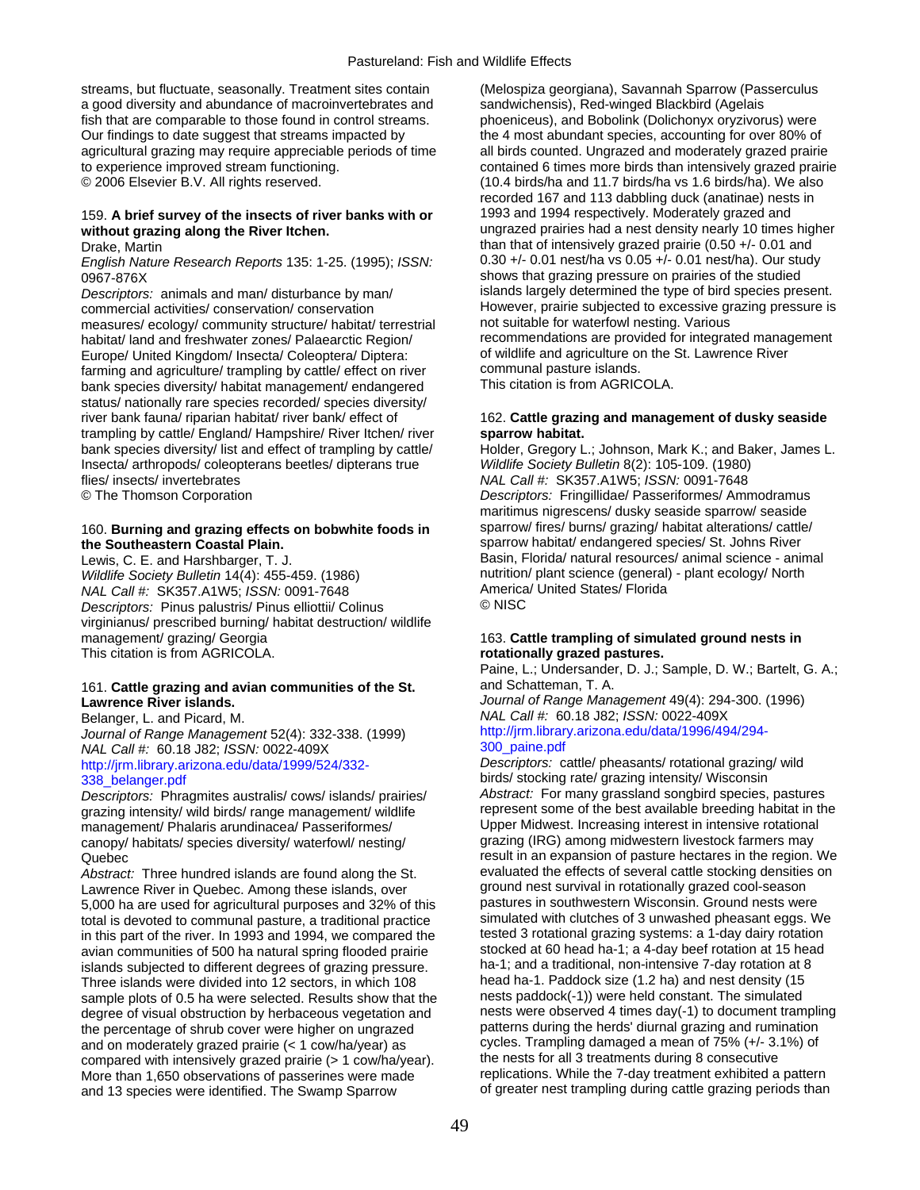streams, but fluctuate, seasonally. Treatment sites contain a good diversity and abundance of macroinvertebrates and fish that are comparable to those found in control streams. Our findings to date suggest that streams impacted by agricultural grazing may require appreciable periods of time to experience improved stream functioning.
© 2006 Elsevier B.V. All rights reserved.

159. **A brief survey of the insects of river banks with or without grazing along the River Itchen.**
Drake, Martin
*English Nature Research Reports* 135: 1-25. (1995); *ISSN:* 0967-876X
*Descriptors:* animals and man/ disturbance by man/ commercial activities/ conservation/ conservation measures/ ecology/ community structure/ habitat/ terrestrial habitat/ land and freshwater zones/ Palaearctic Region/ Europe/ United Kingdom/ Insecta/ Coleoptera/ Diptera: farming and agriculture/ trampling by cattle/ effect on river bank species diversity/ habitat management/ endangered status/ nationally rare species recorded/ species diversity/ river bank fauna/ riparian habitat/ river bank/ effect of trampling by cattle/ England/ Hampshire/ River Itchen/ river bank species diversity/ list and effect of trampling by cattle/ Insecta/ arthropods/ coleopterans beetles/ dipterans true flies/ insects/ invertebrates
© The Thomson Corporation

160. **Burning and grazing effects on bobwhite foods in the Southeastern Coastal Plain.**
Lewis, C. E. and Harshbarger, T. J.
*Wildlife Society Bulletin* 14(4): 455-459. (1986)
*NAL Call #:* SK357.A1W5; *ISSN:* 0091-7648
*Descriptors:* Pinus palustris/ Pinus elliottii/ Colinus virginianus/ prescribed burning/ habitat destruction/ wildlife management/ grazing/ Georgia
This citation is from AGRICOLA.

161. **Cattle grazing and avian communities of the St. Lawrence River islands.**
Belanger, L. and Picard, M.
*Journal of Range Management* 52(4): 332-338. (1999)
*NAL Call #:* 60.18 J82; *ISSN:* 0022-409X
http://jrm.library.arizona.edu/data/1999/524/332-338_belanger.pdf
*Descriptors:* Phragmites australis/ cows/ islands/ prairies/ grazing intensity/ wild birds/ range management/ wildlife management/ Phalaris arundinacea/ Passeriformes/ canopy/ habitats/ species diversity/ waterfowl/ nesting/ Quebec
*Abstract:* Three hundred islands are found along the St. Lawrence River in Quebec. Among these islands, over 5,000 ha are used for agricultural purposes and 32% of this total is devoted to communal pasture, a traditional practice in this part of the river. In 1993 and 1994, we compared the avian communities of 500 ha natural spring flooded prairie islands subjected to different degrees of grazing pressure. Three islands were divided into 12 sectors, in which 108 sample plots of 0.5 ha were selected. Results show that the degree of visual obstruction by herbaceous vegetation and the percentage of shrub cover were higher on ungrazed and on moderately grazed prairie (< 1 cow/ha/year) as compared with intensively grazed prairie (> 1 cow/ha/year). More than 1,650 observations of passerines were made and 13 species were identified. The Swamp Sparrow (Melospiza georgiana), Savannah Sparrow (Passerculus sandwichensis), Red-winged Blackbird (Agelais phoeniceus), and Bobolink (Dolichonyx oryzivorus) were the 4 most abundant species, accounting for over 80% of all birds counted. Ungrazed and moderately grazed prairie contained 6 times more birds than intensively grazed prairie (10.4 birds/ha and 11.7 birds/ha vs 1.6 birds/ha). We also recorded 167 and 113 dabbling duck (anatinae) nests in 1993 and 1994 respectively. Moderately grazed and ungrazed prairies had a nest density nearly 10 times higher than that of intensively grazed prairie (0.50 +/- 0.01 and 0.30 +/- 0.01 nest/ha vs 0.05 +/- 0.01 nest/ha). Our study shows that grazing pressure on prairies of the studied islands largely determined the type of bird species present. However, prairie subjected to excessive grazing pressure is not suitable for waterfowl nesting. Various recommendations are provided for integrated management of wildlife and agriculture on the St. Lawrence River communal pasture islands.
This citation is from AGRICOLA.

162. **Cattle grazing and management of dusky seaside sparrow habitat.**
Holder, Gregory L.; Johnson, Mark K.; and Baker, James L.
*Wildlife Society Bulletin* 8(2): 105-109. (1980)
*NAL Call #:* SK357.A1W5; *ISSN:* 0091-7648
*Descriptors:* Fringillidae/ Passeriformes/ Ammodramus maritimus nigrescens/ dusky seaside sparrow/ seaside sparrow/ fires/ burns/ grazing/ habitat alterations/ cattle/ sparrow habitat/ endangered species/ St. Johns River Basin, Florida/ natural resources/ animal science - animal nutrition/ plant science (general) - plant ecology/ North America/ United States/ Florida
© NISC

163. **Cattle trampling of simulated ground nests in rotationally grazed pastures.**
Paine, L.; Undersander, D. J.; Sample, D. W.; Bartelt, G. A.; and Schatteman, T. A.
*Journal of Range Management* 49(4): 294-300. (1996)
*NAL Call #:* 60.18 J82; *ISSN:* 0022-409X
http://jrm.library.arizona.edu/data/1996/494/294-300_paine.pdf
*Descriptors:* cattle/ pheasants/ rotational grazing/ wild birds/ stocking rate/ grazing intensity/ Wisconsin
*Abstract:* For many grassland songbird species, pastures represent some of the best available breeding habitat in the Upper Midwest. Increasing interest in intensive rotational grazing (IRG) among midwestern livestock farmers may result in an expansion of pasture hectares in the region. We evaluated the effects of several cattle stocking densities on ground nest survival in rotationally grazed cool-season pastures in southwestern Wisconsin. Ground nests were simulated with clutches of 3 unwashed pheasant eggs. We tested 3 rotational grazing systems: a 1-day dairy rotation stocked at 60 head ha-1; a 4-day beef rotation at 15 head ha-1; and a traditional, non-intensive 7-day rotation at 8 head ha-1. Paddock size (1.2 ha) and nest density (15 nests paddock(-1)) were held constant. The simulated nests were observed 4 times day(-1) to document trampling patterns during the herds' diurnal grazing and rumination cycles. Trampling damaged a mean of 75% (+/- 3.1%) of the nests for all 3 treatments during 8 consecutive replications. While the 7-day treatment exhibited a pattern of greater nest trampling during cattle grazing periods than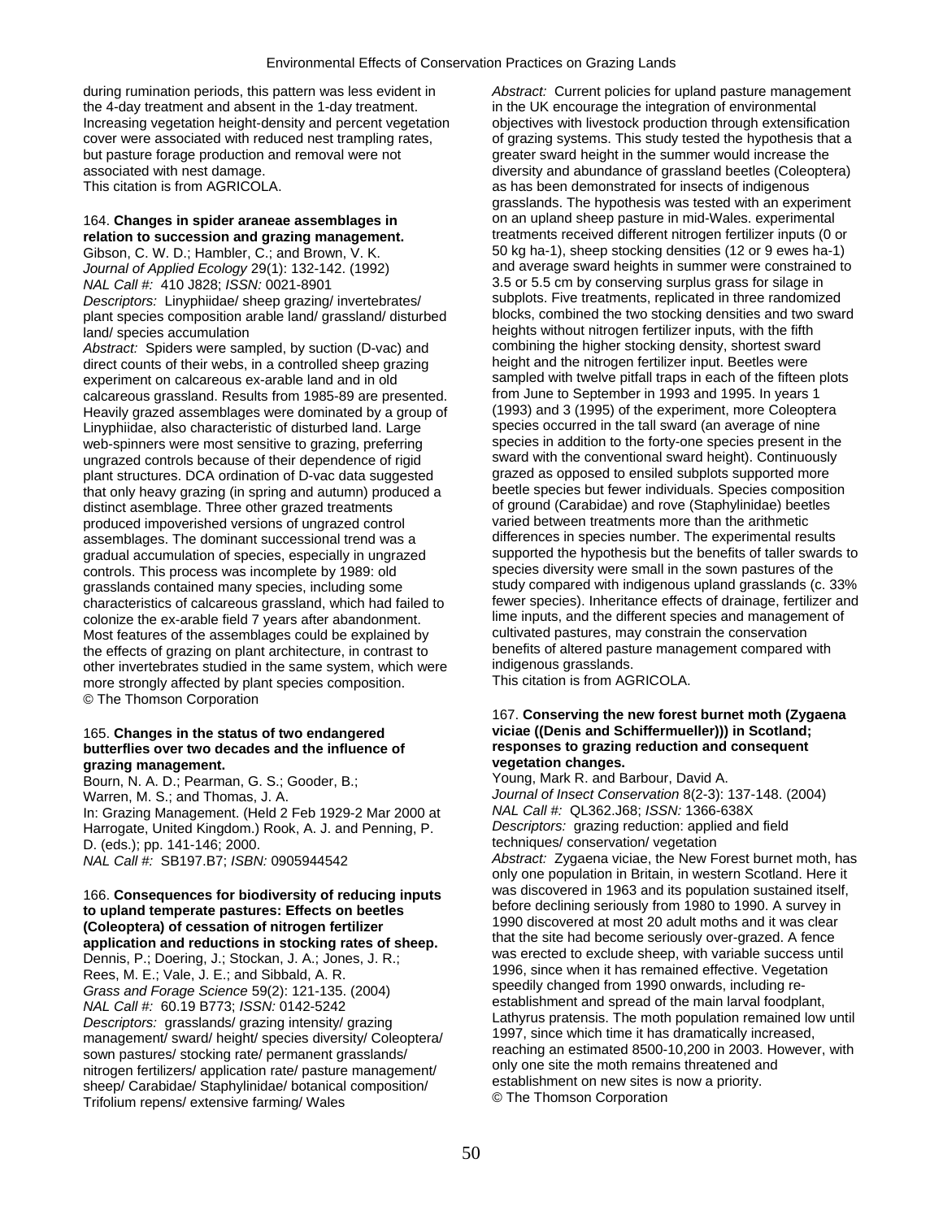during rumination periods, this pattern was less evident in the 4-day treatment and absent in the 1-day treatment. Increasing vegetation height-density and percent vegetation cover were associated with reduced nest trampling rates, but pasture forage production and removal were not associated with nest damage.
This citation is from AGRICOLA.

164. **Changes in spider araneae assemblages in relation to succession and grazing management.**
Gibson, C. W. D.; Hambler, C.; and Brown, V. K.
*Journal of Applied Ecology* 29(1): 132-142. (1992)
*NAL Call #:* 410 J828; *ISSN:* 0021-8901
*Descriptors:* Linyphiidae/ sheep grazing/ invertebrates/ plant species composition arable land/ grassland/ disturbed land/ species accumulation
*Abstract:* Spiders were sampled, by suction (D-vac) and direct counts of their webs, in a controlled sheep grazing experiment on calcareous ex-arable land and in old calcareous grassland. Results from 1985-89 are presented. Heavily grazed assemblages were dominated by a group of Linyphiidae, also characteristic of disturbed land. Large web-spinners were most sensitive to grazing, preferring ungrazed controls because of their dependence of rigid plant structures. DCA ordination of D-vac data suggested that only heavy grazing (in spring and autumn) produced a distinct asemblage. Three other grazed treatments produced impoverished versions of ungrazed control assemblages. The dominant successional trend was a gradual accumulation of species, especially in ungrazed controls. This process was incomplete by 1989: old grasslands contained many species, including some characteristics of calcareous grassland, which had failed to colonize the ex-arable field 7 years after abandonment. Most features of the assemblages could be explained by the effects of grazing on plant architecture, in contrast to other invertebrates studied in the same system, which were more strongly affected by plant species composition.
© The Thomson Corporation

165. **Changes in the status of two endangered butterflies over two decades and the influence of grazing management.**
Bourn, N. A. D.; Pearman, G. S.; Gooder, B.; Warren, M. S.; and Thomas, J. A.
In: Grazing Management. (Held 2 Feb 1929-2 Mar 2000 at Harrogate, United Kingdom.) Rook, A. J. and Penning, P. D. (eds.); pp. 141-146; 2000.
*NAL Call #:* SB197.B7; *ISBN:* 0905944542

166. **Consequences for biodiversity of reducing inputs to upland temperate pastures: Effects on beetles (Coleoptera) of cessation of nitrogen fertilizer application and reductions in stocking rates of sheep.**
Dennis, P.; Doering, J.; Stockan, J. A.; Jones, J. R.; Rees, M. E.; Vale, J. E.; and Sibbald, A. R.
*Grass and Forage Science* 59(2): 121-135. (2004)
*NAL Call #:* 60.19 B773; *ISSN:* 0142-5242
*Descriptors:* grasslands/ grazing intensity/ grazing management/ sward/ height/ species diversity/ Coleoptera/ sown pastures/ stocking rate/ permanent grasslands/ nitrogen fertilizers/ application rate/ pasture management/ sheep/ Carabidae/ Staphylinidae/ botanical composition/ Trifolium repens/ extensive farming/ Wales
*Abstract:* Current policies for upland pasture management in the UK encourage the integration of environmental objectives with livestock production through extensification of grazing systems. This study tested the hypothesis that a greater sward height in the summer would increase the diversity and abundance of grassland beetles (Coleoptera) as has been demonstrated for insects of indigenous grasslands. The hypothesis was tested with an experiment on an upland sheep pasture in mid-Wales. experimental treatments received different nitrogen fertilizer inputs (0 or 50 kg ha-1), sheep stocking densities (12 or 9 ewes ha-1) and average sward heights in summer were constrained to 3.5 or 5.5 cm by conserving surplus grass for silage in subplots. Five treatments, replicated in three randomized blocks, combined the two stocking densities and two sward heights without nitrogen fertilizer inputs, with the fifth combining the higher stocking density, shortest sward height and the nitrogen fertilizer input. Beetles were sampled with twelve pitfall traps in each of the fifteen plots from June to September in 1993 and 1995. In years 1 (1993) and 3 (1995) of the experiment, more Coleoptera species occurred in the tall sward (an average of nine species in addition to the forty-one species present in the sward with the conventional sward height). Continuously grazed as opposed to ensiled subplots supported more beetle species but fewer individuals. Species composition of ground (Carabidae) and rove (Staphylinidae) beetles varied between treatments more than the arithmetic differences in species number. The experimental results supported the hypothesis but the benefits of taller swards to species diversity were small in the sown pastures of the study compared with indigenous upland grasslands (c. 33% fewer species). Inheritance effects of drainage, fertilizer and lime inputs, and the different species and management of cultivated pastures, may constrain the conservation benefits of altered pasture management compared with indigenous grasslands.
This citation is from AGRICOLA.

167. **Conserving the new forest burnet moth (Zygaena viciae ((Denis and Schiffermueller))) in Scotland; responses to grazing reduction and consequent vegetation changes.**
Young, Mark R. and Barbour, David A.
*Journal of Insect Conservation* 8(2-3): 137-148. (2004)
*NAL Call #:* QL362.J68; *ISSN:* 1366-638X
*Descriptors:* grazing reduction: applied and field techniques/ conservation/ vegetation
*Abstract:* Zygaena viciae, the New Forest burnet moth, has only one population in Britain, in western Scotland. Here it was discovered in 1963 and its population sustained itself, before declining seriously from 1980 to 1990. A survey in 1990 discovered at most 20 adult moths and it was clear that the site had become seriously over-grazed. A fence was erected to exclude sheep, with variable success until 1996, since when it has remained effective. Vegetation speedily changed from 1990 onwards, including re-establishment and spread of the main larval foodplant, Lathyrus pratensis. The moth population remained low until 1997, since which time it has dramatically increased, reaching an estimated 8500-10,200 in 2003. However, with only one site the moth remains threatened and establishment on new sites is now a priority.
© The Thomson Corporation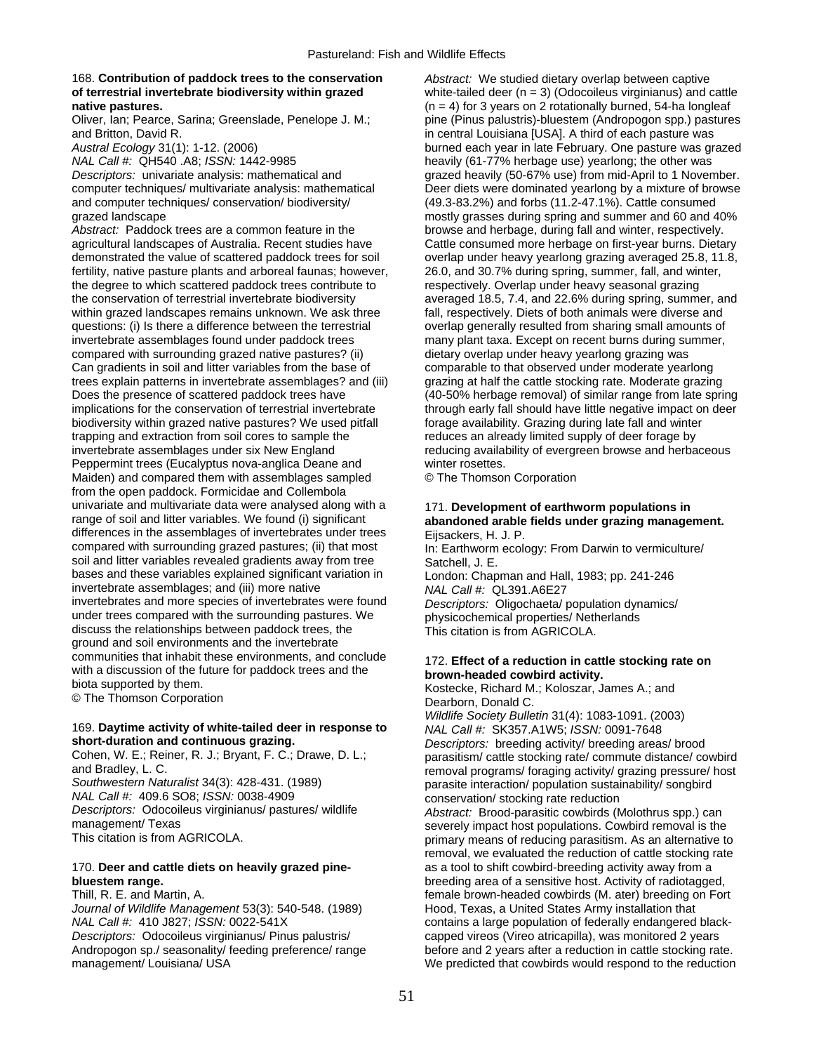**168. Contribution of paddock trees to the conservation of terrestrial invertebrate biodiversity within grazed native pastures.**
Oliver, Ian; Pearce, Sarina; Greenslade, Penelope J. M.; and Britton, David R.
*Austral Ecology* 31(1): 1-12. (2006)
*NAL Call #:* QH540 .A8; *ISSN:* 1442-9985
*Descriptors:* univariate analysis: mathematical and computer techniques/ multivariate analysis: mathematical and computer techniques/ conservation/ biodiversity/ grazed landscape
*Abstract:* Paddock trees are a common feature in the agricultural landscapes of Australia. Recent studies have demonstrated the value of scattered paddock trees for soil fertility, native pasture plants and arboreal faunas; however, the degree to which scattered paddock trees contribute to the conservation of terrestrial invertebrate biodiversity within grazed landscapes remains unknown. We ask three questions: (i) Is there a difference between the terrestrial invertebrate assemblages found under paddock trees compared with surrounding grazed native pastures? (ii) Can gradients in soil and litter variables from the base of trees explain patterns in invertebrate assemblages? and (iii) Does the presence of scattered paddock trees have implications for the conservation of terrestrial invertebrate biodiversity within grazed native pastures? We used pitfall trapping and extraction from soil cores to sample the invertebrate assemblages under six New England Peppermint trees (Eucalyptus nova-anglica Deane and Maiden) and compared them with assemblages sampled from the open paddock. Formicidae and Collembola univariate and multivariate data were analysed along with a range of soil and litter variables. We found (i) significant differences in the assemblages of invertebrates under trees compared with surrounding grazed pastures; (ii) that most soil and litter variables revealed gradients away from tree bases and these variables explained significant variation in invertebrate assemblages; and (iii) more native invertebrates and more species of invertebrates were found under trees compared with the surrounding pastures. We discuss the relationships between paddock trees, the ground and soil environments and the invertebrate communities that inhabit these environments, and conclude with a discussion of the future for paddock trees and the biota supported by them.
© The Thomson Corporation

**169. Daytime activity of white-tailed deer in response to short-duration and continuous grazing.**
Cohen, W. E.; Reiner, R. J.; Bryant, F. C.; Drawe, D. L.; and Bradley, L. C.
*Southwestern Naturalist* 34(3): 428-431. (1989)
*NAL Call #:* 409.6 SO8; *ISSN:* 0038-4909
*Descriptors:* Odocoileus virginianus/ pastures/ wildlife management/ Texas
This citation is from AGRICOLA.

**170. Deer and cattle diets on heavily grazed pine-bluestem range.**
Thill, R. E. and Martin, A.
*Journal of Wildlife Management* 53(3): 540-548. (1989)
*NAL Call #:* 410 J827; *ISSN:* 0022-541X
*Descriptors:* Odocoileus virginianus/ Pinus palustris/ Andropogon sp./ seasonality/ feeding preference/ range management/ Louisiana/ USA
*Abstract:* We studied dietary overlap between captive white-tailed deer (n = 3) (Odocoileus virginianus) and cattle (n = 4) for 3 years on 2 rotationally burned, 54-ha longleaf pine (Pinus palustris)-bluestem (Andropogon spp.) pastures in central Louisiana [USA]. A third of each pasture was burned each year in late February. One pasture was grazed heavily (61-77% herbage use) yearlong; the other was grazed heavily (50-67% use) from mid-April to 1 November. Deer diets were dominated yearlong by a mixture of browse (49.3-83.2%) and forbs (11.2-47.1%). Cattle consumed mostly grasses during spring and summer and 60 and 40% browse and herbage, during fall and winter, respectively. Cattle consumed more herbage on first-year burns. Dietary overlap under heavy yearlong grazing averaged 25.8, 11.8, 26.0, and 30.7% during spring, summer, fall, and winter, respectively. Overlap under heavy seasonal grazing averaged 18.5, 7.4, and 22.6% during spring, summer, and fall, respectively. Diets of both animals were diverse and overlap generally resulted from sharing small amounts of many plant taxa. Except on recent burns during summer, dietary overlap under heavy yearlong grazing was comparable to that observed under moderate yearlong grazing at half the cattle stocking rate. Moderate grazing (40-50% herbage removal) of similar range from late spring through early fall should have little negative impact on deer forage availability. Grazing during late fall and winter reduces an already limited supply of deer forage by reducing availability of evergreen browse and herbaceous winter rosettes.
© The Thomson Corporation

**171. Development of earthworm populations in abandoned arable fields under grazing management.**
Eijsackers, H. J. P.
In: Earthworm ecology: From Darwin to vermiculture/ Satchell, J. E.
London: Chapman and Hall, 1983; pp. 241-246
*NAL Call #:* QL391.A6E27
*Descriptors:* Oligochaeta/ population dynamics/ physicochemical properties/ Netherlands
This citation is from AGRICOLA.

**172. Effect of a reduction in cattle stocking rate on brown-headed cowbird activity.**
Kostecke, Richard M.; Koloszar, James A.; and Dearborn, Donald C.
*Wildlife Society Bulletin* 31(4): 1083-1091. (2003)
*NAL Call #:* SK357.A1W5; *ISSN:* 0091-7648
*Descriptors:* breeding activity/ breeding areas/ brood parasitism/ cattle stocking rate/ commute distance/ cowbird removal programs/ foraging activity/ grazing pressure/ host parasite interaction/ population sustainability/ songbird conservation/ stocking rate reduction
*Abstract:* Brood-parasitic cowbirds (Molothrus spp.) can severely impact host populations. Cowbird removal is the primary means of reducing parasitism. As an alternative to removal, we evaluated the reduction of cattle stocking rate as a tool to shift cowbird-breeding activity away from a breeding area of a sensitive host. Activity of radiotagged, female brown-headed cowbirds (M. ater) breeding on Fort Hood, Texas, a United States Army installation that contains a large population of federally endangered black-capped vireos (Vireo atricapilla), was monitored 2 years before and 2 years after a reduction in cattle stocking rate. We predicted that cowbirds would respond to the reduction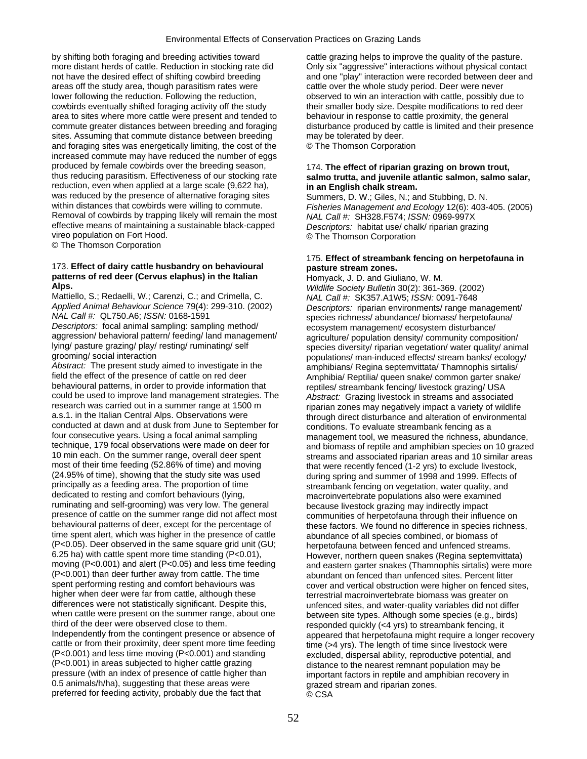by shifting both foraging and breeding activities toward more distant herds of cattle. Reduction in stocking rate did not have the desired effect of shifting cowbird breeding areas off the study area, though parasitism rates were lower following the reduction. Following the reduction, cowbirds eventually shifted foraging activity off the study area to sites where more cattle were present and tended to commute greater distances between breeding and foraging sites. Assuming that commute distance between breeding and foraging sites was energetically limiting, the cost of the increased commute may have reduced the number of eggs produced by female cowbirds over the breeding season, thus reducing parasitism. Effectiveness of our stocking rate reduction, even when applied at a large scale (9,622 ha), was reduced by the presence of alternative foraging sites within distances that cowbirds were willing to commute. Removal of cowbirds by trapping likely will remain the most effective means of maintaining a sustainable black-capped vireo population on Fort Hood.
© The Thomson Corporation

173. **Effect of dairy cattle husbandry on behavioural patterns of red deer (Cervus elaphus) in the Italian Alps.**
Mattiello, S.; Redaelli, W.; Carenzi, C.; and Crimella, C.
*Applied Animal Behaviour Science* 79(4): 299-310. (2002)
*NAL Call #:* QL750.A6; *ISSN:* 0168-1591
*Descriptors:* focal animal sampling: sampling method/ aggression/ behavioral pattern/ feeding/ land management/ lying/ pasture grazing/ play/ resting/ ruminating/ self grooming/ social interaction
*Abstract:* The present study aimed to investigate in the field the effect of the presence of cattle on red deer behavioural patterns, in order to provide information that could be used to improve land management strategies. The research was carried out in a summer range at 1500 m a.s.l. in the Italian Central Alps. Observations were conducted at dawn and at dusk from June to September for four consecutive years. Using a focal animal sampling technique, 179 focal observations were made on deer for 10 min each. On the summer range, overall deer spent most of their time feeding (52.86% of time) and moving (24.95% of time), showing that the study site was used principally as a feeding area. The proportion of time dedicated to resting and comfort behaviours (lying, ruminating and self-grooming) was very low. The general presence of cattle on the summer range did not affect most behavioural patterns of deer, except for the percentage of time spent alert, which was higher in the presence of cattle ($P<0.05$). Deer observed in the same square grid unit (GU; 6.25 ha) with cattle spent more time standing ($P<0.01$), moving ($P<0.001$) and alert ($P<0.05$) and less time feeding ($P<0.001$) than deer further away from cattle. The time spent performing resting and comfort behaviours was higher when deer were far from cattle, although these differences were not statistically significant. Despite this, when cattle were present on the summer range, about one third of the deer were observed close to them. Independently from the contingent presence or absence of cattle or from their proximity, deer spent more time feeding ($P<0.001$) and less time moving ($P<0.001$) and standing ($P<0.001$) in areas subjected to higher cattle grazing pressure (with an index of presence of cattle higher than 0.5 animals/h/ha), suggesting that these areas were preferred for feeding activity, probably due the fact that cattle grazing helps to improve the quality of the pasture. Only six "aggressive" interactions without physical contact and one "play" interaction were recorded between deer and cattle over the whole study period. Deer were never observed to win an interaction with cattle, possibly due to their smaller body size. Despite modifications to red deer behaviour in response to cattle proximity, the general disturbance produced by cattle is limited and their presence may be tolerated by deer.
© The Thomson Corporation

174. **The effect of riparian grazing on brown trout, salmo trutta, and juvenile atlantic salmon, salmo salar, in an English chalk stream.**
Summers, D. W.; Giles, N.; and Stubbing, D. N.
*Fisheries Management and Ecology* 12(6): 403-405. (2005)
*NAL Call #:* SH328.F574; *ISSN:* 0969-997X
*Descriptors:* habitat use/ chalk/ riparian grazing
© The Thomson Corporation

175. **Effect of streambank fencing on herpetofauna in pasture stream zones.**
Homyack, J. D. and Giuliano, W. M.
*Wildlife Society Bulletin* 30(2): 361-369. (2002)
*NAL Call #:* SK357.A1W5; *ISSN:* 0091-7648
*Descriptors:* riparian environments/ range management/ species richness/ abundance/ biomass/ herpetofauna/ ecosystem management/ ecosystem disturbance/ agriculture/ population density/ community composition/ species diversity/ riparian vegetation/ water quality/ animal populations/ man-induced effects/ stream banks/ ecology/ amphibians/ Regina septemvittata/ Thamnophis sirtalis/ Amphibia/ Reptilia/ queen snake/ common garter snake/ reptiles/ streambank fencing/ livestock grazing/ USA
*Abstract:* Grazing livestock in streams and associated riparian zones may negatively impact a variety of wildlife through direct disturbance and alteration of environmental conditions. To evaluate streambank fencing as a management tool, we measured the richness, abundance, and biomass of reptile and amphibian species on 10 grazed streams and associated riparian areas and 10 similar areas that were recently fenced (1-2 yrs) to exclude livestock, during spring and summer of 1998 and 1999. Effects of streambank fencing on vegetation, water quality, and macroinvertebrate populations also were examined because livestock grazing may indirectly impact communities of herpetofauna through their influence on these factors. We found no difference in species richness, abundance of all species combined, or biomass of herpetofauna between fenced and unfenced streams. However, northern queen snakes (Regina septemvittata) and eastern garter snakes (Thamnophis sirtalis) were more abundant on fenced than unfenced sites. Percent litter cover and vertical obstruction were higher on fenced sites, terrestrial macroinvertebrate biomass was greater on unfenced sites, and water-quality variables did not differ between site types. Although some species (e.g., birds) responded quickly (<4 yrs) to streambank fencing, it appeared that herpetofauna might require a longer recovery time (>4 yrs). The length of time since livestock were excluded, dispersal ability, reproductive potential, and distance to the nearest remnant population may be important factors in reptile and amphibian recovery in grazed stream and riparian zones.
© CSA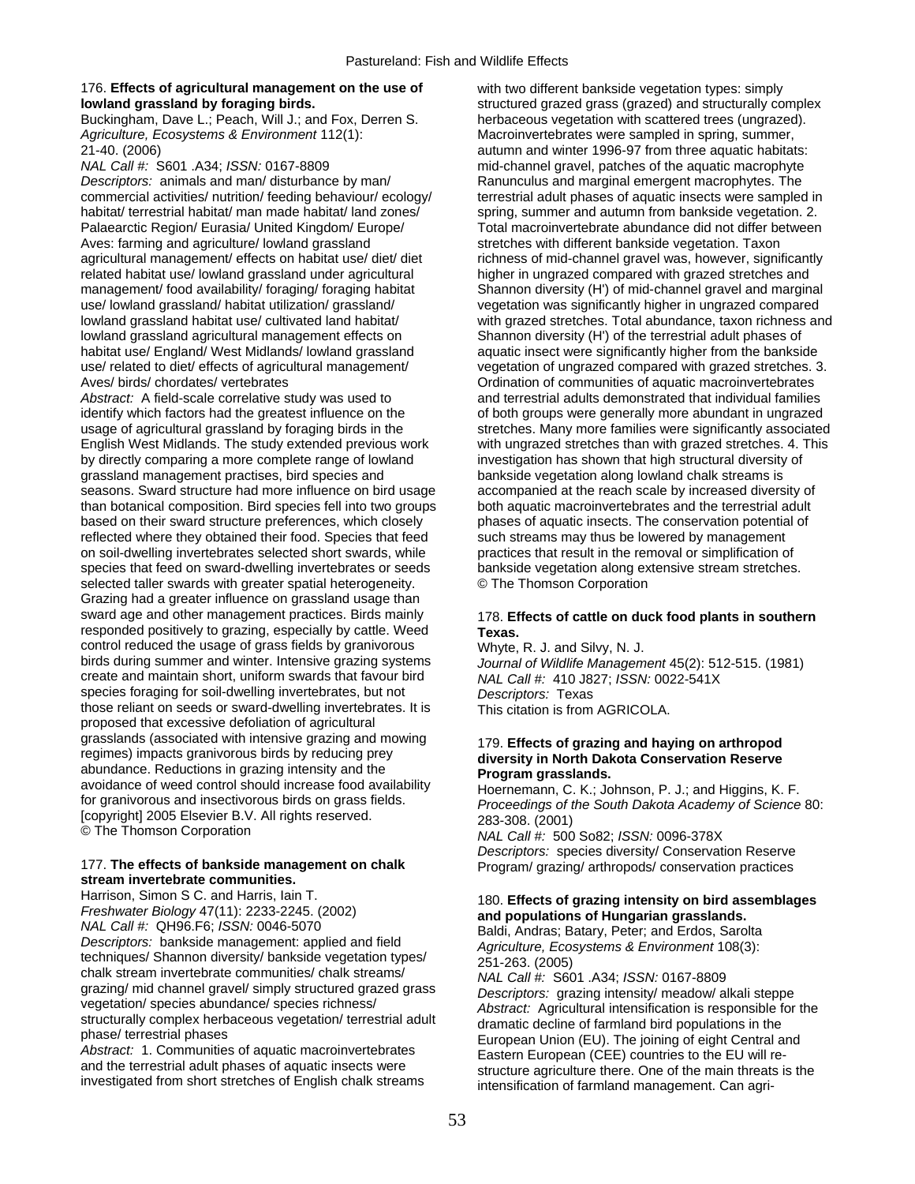176. **Effects of agricultural management on the use of lowland grassland by foraging birds.**
Buckingham, Dave L.; Peach, Will J.; and Fox, Derren S.
*Agriculture, Ecosystems & Environment* 112(1): 21-40. (2006)
*NAL Call #:* S601 .A34; *ISSN:* 0167-8809
*Descriptors:* animals and man/ disturbance by man/ commercial activities/ nutrition/ feeding behaviour/ ecology/ habitat/ terrestrial habitat/ man made habitat/ land zones/ Palaearctic Region/ Eurasia/ United Kingdom/ Europe/ Aves: farming and agriculture/ lowland grassland agricultural management/ effects on habitat use/ diet/ diet related habitat use/ lowland grassland under agricultural management/ food availability/ foraging/ foraging habitat use/ lowland grassland/ habitat utilization/ grassland/ lowland grassland habitat use/ cultivated land habitat/ lowland grassland agricultural management effects on habitat use/ England/ West Midlands/ lowland grassland use/ related to diet/ effects of agricultural management/ Aves/ birds/ chordates/ vertebrates
*Abstract:* A field-scale correlative study was used to identify which factors had the greatest influence on the usage of agricultural grassland by foraging birds in the English West Midlands. The study extended previous work by directly comparing a more complete range of lowland grassland management practises, bird species and seasons. Sward structure had more influence on bird usage than botanical composition. Bird species fell into two groups based on their sward structure preferences, which closely reflected where they obtained their food. Species that feed on soil-dwelling invertebrates selected short swards, while species that feed on sward-dwelling invertebrates or seeds selected taller swards with greater spatial heterogeneity. Grazing had a greater influence on grassland usage than sward age and other management practices. Birds mainly responded positively to grazing, especially by cattle. Weed control reduced the usage of grass fields by granivorous birds during summer and winter. Intensive grazing systems create and maintain short, uniform swards that favour bird species foraging for soil-dwelling invertebrates, but not those reliant on seeds or sward-dwelling invertebrates. It is proposed that excessive defoliation of agricultural grasslands (associated with intensive grazing and mowing regimes) impacts granivorous birds by reducing prey abundance. Reductions in grazing intensity and the avoidance of weed control should increase food availability for granivorous and insectivorous birds on grass fields. [copyright] 2005 Elsevier B.V. All rights reserved.
© The Thomson Corporation

177. **The effects of bankside management on chalk stream invertebrate communities.**
Harrison, Simon S C. and Harris, Iain T.
*Freshwater Biology* 47(11): 2233-2245. (2002)
*NAL Call #:* QH96.F6; *ISSN:* 0046-5070
*Descriptors:* bankside management: applied and field techniques/ Shannon diversity/ bankside vegetation types/ chalk stream invertebrate communities/ chalk streams/ grazing/ mid channel gravel/ simply structured grazed grass vegetation/ species abundance/ species richness/ structurally complex herbaceous vegetation/ terrestrial adult phase/ terrestrial phases
*Abstract:* 1. Communities of aquatic macroinvertebrates and the terrestrial adult phases of aquatic insects were investigated from short stretches of English chalk streams with two different bankside vegetation types: simply structured grazed grass (grazed) and structurally complex herbaceous vegetation with scattered trees (ungrazed). Macroinvertebrates were sampled in spring, summer, autumn and winter 1996-97 from three aquatic habitats: mid-channel gravel, patches of the aquatic macrophyte Ranunculus and marginal emergent macrophytes. The terrestrial adult phases of aquatic insects were sampled in spring, summer and autumn from bankside vegetation. 2. Total macroinvertebrate abundance did not differ between stretches with different bankside vegetation. Taxon richness of mid-channel gravel was, however, significantly higher in ungrazed compared with grazed stretches and Shannon diversity (H') of mid-channel gravel and marginal vegetation was significantly higher in ungrazed compared with grazed stretches. Total abundance, taxon richness and Shannon diversity (H') of the terrestrial adult phases of aquatic insect were significantly higher from the bankside vegetation of ungrazed compared with grazed stretches. 3. Ordination of communities of aquatic macroinvertebrates and terrestrial adults demonstrated that individual families of both groups were generally more abundant in ungrazed stretches. Many more families were significantly associated with ungrazed stretches than with grazed stretches. 4. This investigation has shown that high structural diversity of bankside vegetation along lowland chalk streams is accompanied at the reach scale by increased diversity of both aquatic macroinvertebrates and the terrestrial adult phases of aquatic insects. The conservation potential of such streams may thus be lowered by management practices that result in the removal or simplification of bankside vegetation along extensive stream stretches.
© The Thomson Corporation

178. **Effects of cattle on duck food plants in southern Texas.**
Whyte, R. J. and Silvy, N. J.
*Journal of Wildlife Management* 45(2): 512-515. (1981)
*NAL Call #:* 410 J827; *ISSN:* 0022-541X
*Descriptors:* Texas
This citation is from AGRICOLA.

179. **Effects of grazing and haying on arthropod diversity in North Dakota Conservation Reserve Program grasslands.**
Hoernemann, C. K.; Johnson, P. J.; and Higgins, K. F.
*Proceedings of the South Dakota Academy of Science* 80: 283-308. (2001)
*NAL Call #:* 500 So82; *ISSN:* 0096-378X
*Descriptors:* species diversity/ Conservation Reserve Program/ grazing/ arthropods/ conservation practices

180. **Effects of grazing intensity on bird assemblages and populations of Hungarian grasslands.**
Baldi, Andras; Batary, Peter; and Erdos, Sarolta
*Agriculture, Ecosystems & Environment* 108(3): 251-263. (2005)
*NAL Call #:* S601 .A34; *ISSN:* 0167-8809
*Descriptors:* grazing intensity/ meadow/ alkali steppe
*Abstract:* Agricultural intensification is responsible for the dramatic decline of farmland bird populations in the European Union (EU). The joining of eight Central and Eastern European (CEE) countries to the EU will re-structure agriculture there. One of the main threats is the intensification of farmland management. Can agri-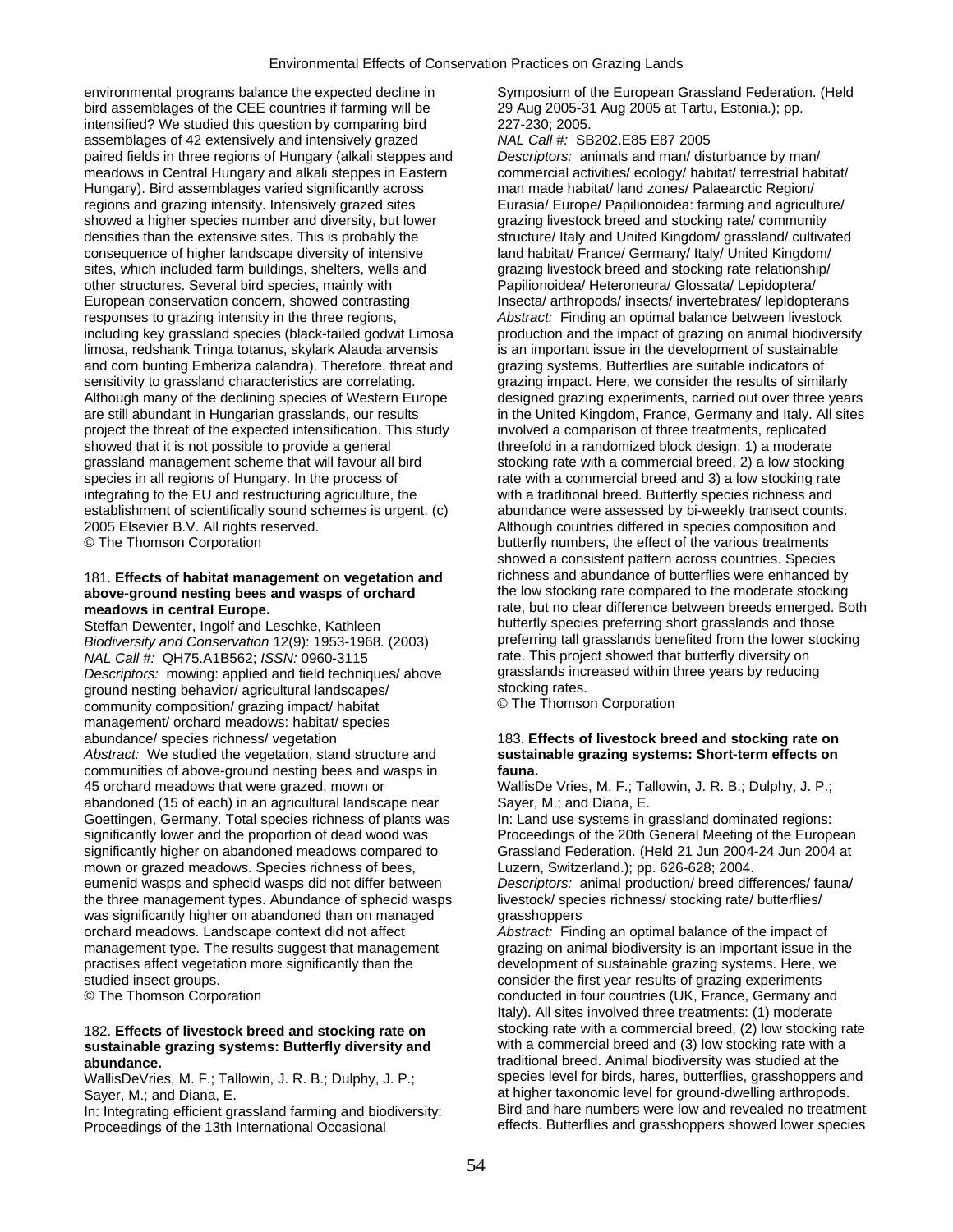environmental programs balance the expected decline in bird assemblages of the CEE countries if farming will be intensified? We studied this question by comparing bird assemblages of 42 extensively and intensively grazed paired fields in three regions of Hungary (alkali steppes and meadows in Central Hungary and alkali steppes in Eastern Hungary). Bird assemblages varied significantly across regions and grazing intensity. Intensively grazed sites showed a higher species number and diversity, but lower densities than the extensive sites. This is probably the consequence of higher landscape diversity of intensive sites, which included farm buildings, shelters, wells and other structures. Several bird species, mainly with European conservation concern, showed contrasting responses to grazing intensity in the three regions, including key grassland species (black-tailed godwit Limosa limosa, redshank Tringa totanus, skylark Alauda arvensis and corn bunting Emberiza calandra). Therefore, threat and sensitivity to grassland characteristics are correlating. Although many of the declining species of Western Europe are still abundant in Hungarian grasslands, our results project the threat of the expected intensification. This study showed that it is not possible to provide a general grassland management scheme that will favour all bird species in all regions of Hungary. In the process of integrating to the EU and restructuring agriculture, the establishment of scientifically sound schemes is urgent. (c) 2005 Elsevier B.V. All rights reserved.
© The Thomson Corporation

181. **Effects of habitat management on vegetation and above-ground nesting bees and wasps of orchard meadows in central Europe.**
Steffan Dewenter, Ingolf and Leschke, Kathleen
*Biodiversity and Conservation* 12(9): 1953-1968. (2003)
*NAL Call #:* QH75.A1B562; *ISSN:* 0960-3115
*Descriptors:* mowing: applied and field techniques/ above ground nesting behavior/ agricultural landscapes/ community composition/ grazing impact/ habitat management/ orchard meadows: habitat/ species abundance/ species richness/ vegetation
*Abstract:* We studied the vegetation, stand structure and communities of above-ground nesting bees and wasps in 45 orchard meadows that were grazed, mown or abandoned (15 of each) in an agricultural landscape near Goettingen, Germany. Total species richness of plants was significantly lower and the proportion of dead wood was significantly higher on abandoned meadows compared to mown or grazed meadows. Species richness of bees, eumenid wasps and sphecid wasps did not differ between the three management types. Abundance of sphecid wasps was significantly higher on abandoned than on managed orchard meadows. Landscape context did not affect management type. The results suggest that management practises affect vegetation more significantly than the studied insect groups.
© The Thomson Corporation

182. **Effects of livestock breed and stocking rate on sustainable grazing systems: Butterfly diversity and abundance.**
WallisDeVries, M. F.; Tallowin, J. R. B.; Dulphy, J. P.; Sayer, M.; and Diana, E.
In: Integrating efficient grassland farming and biodiversity: Proceedings of the 13th International Occasional Symposium of the European Grassland Federation. (Held 29 Aug 2005-31 Aug 2005 at Tartu, Estonia.); pp. 227-230; 2005.
*NAL Call #:* SB202.E85 E87 2005
*Descriptors:* animals and man/ disturbance by man/ commercial activities/ ecology/ habitat/ terrestrial habitat/ man made habitat/ land zones/ Palaearctic Region/ Eurasia/ Europe/ Papilionoidea: farming and agriculture/ grazing livestock breed and stocking rate/ community structure/ Italy and United Kingdom/ grassland/ cultivated land habitat/ France/ Germany/ Italy/ United Kingdom/ grazing livestock breed and stocking rate relationship/ Papilionoidea/ Heteroneura/ Glossata/ Lepidoptera/ Insecta/ arthropods/ insects/ invertebrates/ lepidopterans
*Abstract:* Finding an optimal balance between livestock production and the impact of grazing on animal biodiversity is an important issue in the development of sustainable grazing systems. Butterflies are suitable indicators of grazing impact. Here, we consider the results of similarly designed grazing experiments, carried out over three years in the United Kingdom, France, Germany and Italy. All sites involved a comparison of three treatments, replicated threefold in a randomized block design: 1) a moderate stocking rate with a commercial breed, 2) a low stocking rate with a commercial breed and 3) a low stocking rate with a traditional breed. Butterfly species richness and abundance were assessed by bi-weekly transect counts. Although countries differed in species composition and butterfly numbers, the effect of the various treatments showed a consistent pattern across countries. Species richness and abundance of butterflies were enhanced by the low stocking rate compared to the moderate stocking rate, but no clear difference between breeds emerged. Both butterfly species preferring short grasslands and those preferring tall grasslands benefited from the lower stocking rate. This project showed that butterfly diversity on grasslands increased within three years by reducing stocking rates.
© The Thomson Corporation

183. **Effects of livestock breed and stocking rate on sustainable grazing systems: Short-term effects on fauna.**
WallisDe Vries, M. F.; Tallowin, J. R. B.; Dulphy, J. P.; Sayer, M.; and Diana, E.
In: Land use systems in grassland dominated regions: Proceedings of the 20th General Meeting of the European Grassland Federation. (Held 21 Jun 2004-24 Jun 2004 at Luzern, Switzerland.); pp. 626-628; 2004.
*Descriptors:* animal production/ breed differences/ fauna/ livestock/ species richness/ stocking rate/ butterflies/ grasshoppers
*Abstract:* Finding an optimal balance of the impact of grazing on animal biodiversity is an important issue in the development of sustainable grazing systems. Here, we consider the first year results of grazing experiments conducted in four countries (UK, France, Germany and Italy). All sites involved three treatments: (1) moderate stocking rate with a commercial breed, (2) low stocking rate with a commercial breed and (3) low stocking rate with a traditional breed. Animal biodiversity was studied at the species level for birds, hares, butterflies, grasshoppers and at higher taxonomic level for ground-dwelling arthropods. Bird and hare numbers were low and revealed no treatment effects. Butterflies and grasshoppers showed lower species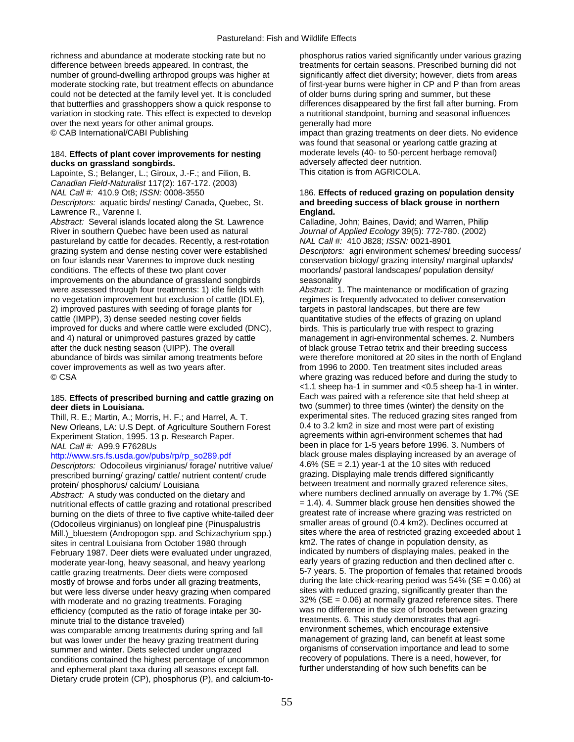richness and abundance at moderate stocking rate but no difference between breeds appeared. In contrast, the number of ground-dwelling arthropod groups was higher at moderate stocking rate, but treatment effects on abundance could not be detected at the family level yet. It is concluded that butterflies and grasshoppers show a quick response to variation in stocking rate. This effect is expected to develop over the next years for other animal groups.
© CAB International/CABI Publishing

184. **Effects of plant cover improvements for nesting ducks on grassland songbirds.**
Lapointe, S.; Belanger, L.; Giroux, J.-F.; and Filion, B.
*Canadian Field-Naturalist* 117(2): 167-172. (2003)
*NAL Call #:* 410.9 Ot8; *ISSN:* 0008-3550
*Descriptors:* aquatic birds/ nesting/ Canada, Quebec, St. Lawrence R., Varenne I.
*Abstract:* Several islands located along the St. Lawrence River in southern Quebec have been used as natural pastureland by cattle for decades. Recently, a rest-rotation grazing system and dense nesting cover were established on four islands near Varennes to improve duck nesting conditions. The effects of these two plant cover improvements on the abundance of grassland songbirds were assessed through four treatments: 1) idle fields with no vegetation improvement but exclusion of cattle (IDLE), 2) improved pastures with seeding of forage plants for cattle (IMPP), 3) dense seeded nesting cover fields improved for ducks and where cattle were excluded (DNC), and 4) natural or unimproved pastures grazed by cattle after the duck nesting season (UIPP). The overall abundance of birds was similar among treatments before cover improvements as well as two years after.
© CSA

185. **Effects of prescribed burning and cattle grazing on deer diets in Louisiana.**
Thill, R. E.; Martin, A.; Morris, H. F.; and Harrel, A. T.
New Orleans, LA: U.S Dept. of Agriculture Southern Forest Experiment Station, 1995. 13 p. Research Paper.
*NAL Call #:* A99.9 F7628Us
http://www.srs.fs.usda.gov/pubs/rp/rp_so289.pdf
*Descriptors:* Odocoileus virginianus/ forage/ nutritive value/ prescribed burning/ grazing/ cattle/ nutrient content/ crude protein/ phosphorus/ calcium/ Louisiana
*Abstract:* A study was conducted on the dietary and nutritional effects of cattle grazing and rotational prescribed burning on the diets of three to five captive white-tailed deer (Odocoileus virginianus) on longleaf pine (Pinuspalustris Mill.)_bluestem (Andropogon spp. and Schizachyrium spp.) sites in central Louisiana from October 1980 through February 1987. Deer diets were evaluated under ungrazed, moderate year-long, heavy seasonal, and heavy yearlong cattle grazing treatments. Deer diets were composed mostly of browse and forbs under all grazing treatments, but were less diverse under heavy grazing when compared with moderate and no grazing treatments. Foraging efficiency (computed as the ratio of forage intake per 30-minute trial to the distance traveled) was comparable among treatments during spring and fall but was lower under the heavy grazing treatment during summer and winter. Diets selected under ungrazed conditions contained the highest percentage of uncommon and ephemeral plant taxa during all seasons except fall. Dietary crude protein (CP), phosphorus (P), and calcium-to-phosphorus ratios varied significantly under various grazing treatments for certain seasons. Prescribed burning did not significantly affect diet diversity; however, diets from areas of first-year burns were higher in CP and P than from areas of older burns during spring and summer, but these differences disappeared by the first fall after burning. From a nutritional standpoint, burning and seasonal influences generally had more
impact than grazing treatments on deer diets. No evidence was found that seasonal or yearlong cattle grazing at moderate levels (40- to 50-percent herbage removal) adversely affected deer nutrition.
This citation is from AGRICOLA.

186. **Effects of reduced grazing on population density and breeding success of black grouse in northern England.**
Calladine, John; Baines, David; and Warren, Philip
*Journal of Applied Ecology* 39(5): 772-780. (2002)
*NAL Call #:* 410 J828; *ISSN:* 0021-8901
*Descriptors:* agri environment schemes/ breeding success/ conservation biology/ grazing intensity/ marginal uplands/ moorlands/ pastoral landscapes/ population density/ seasonality
*Abstract:* 1. The maintenance or modification of grazing regimes is frequently advocated to deliver conservation targets in pastoral landscapes, but there are few quantitative studies of the effects of grazing on upland birds. This is particularly true with respect to grazing management in agri-environmental schemes. 2. Numbers of black grouse Tetrao tetrix and their breeding success were therefore monitored at 20 sites in the north of England from 1996 to 2000. Ten treatment sites included areas where grazing was reduced before and during the study to <1.1 sheep ha-1 in summer and <0.5 sheep ha-1 in winter. Each was paired with a reference site that held sheep at two (summer) to three times (winter) the density on the experimental sites. The reduced grazing sites ranged from 0.4 to 3.2 km2 in size and most were part of existing agreements within agri-environment schemes that had been in place for 1-5 years before 1996. 3. Numbers of black grouse males displaying increased by an average of 4.6% (SE = 2.1) year-1 at the 10 sites with reduced grazing. Displaying male trends differed significantly between treatment and normally grazed reference sites, where numbers declined annually on average by 1.7% (SE = 1.4). 4. Summer black grouse hen densities showed the greatest rate of increase where grazing was restricted on smaller areas of ground (0.4 km2). Declines occurred at sites where the area of restricted grazing exceeded about 1 km2. The rates of change in population density, as indicated by numbers of displaying males, peaked in the early years of grazing reduction and then declined after c. 5-7 years. 5. The proportion of females that retained broods during the late chick-rearing period was 54% (SE = 0.06) at sites with reduced grazing, significantly greater than the 32% (SE = 0.06) at normally grazed reference sites. There was no difference in the size of broods between grazing treatments. 6. This study demonstrates that agri-environment schemes, which encourage extensive management of grazing land, can benefit at least some organisms of conservation importance and lead to some recovery of populations. There is a need, however, for further understanding of how such benefits can be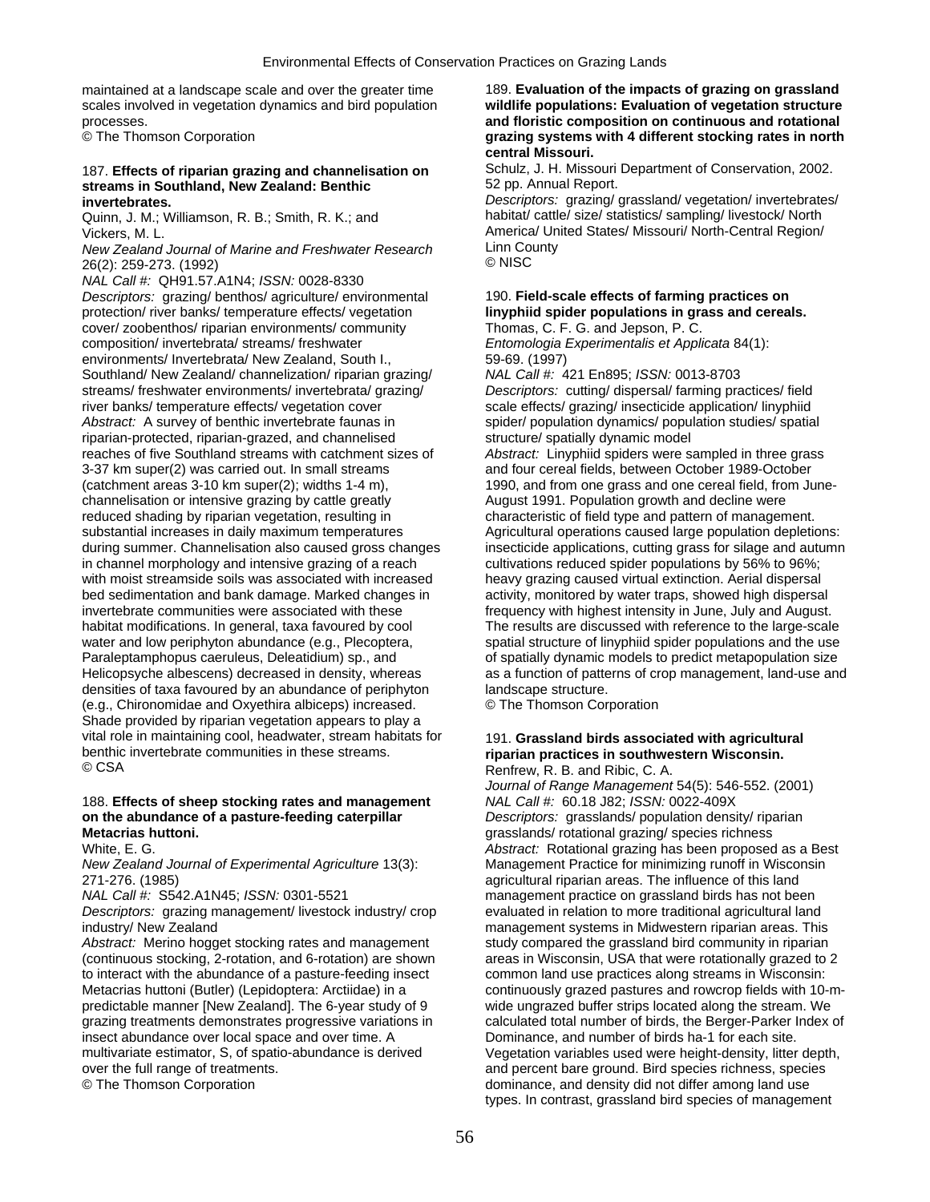maintained at a landscape scale and over the greater time scales involved in vegetation dynamics and bird population processes.
© The Thomson Corporation

187. **Effects of riparian grazing and channelisation on streams in Southland, New Zealand: Benthic invertebrates.**
Quinn, J. M.; Williamson, R. B.; Smith, R. K.; and Vickers, M. L.
*New Zealand Journal of Marine and Freshwater Research* 26(2): 259-273. (1992)
*NAL Call #:* QH91.57.A1N4; *ISSN:* 0028-8330
*Descriptors:* grazing/ benthos/ agriculture/ environmental protection/ river banks/ temperature effects/ vegetation cover/ zoobenthos/ riparian environments/ community composition/ invertebrata/ streams/ freshwater environments/ Invertebrata/ New Zealand, South I., Southland/ New Zealand/ channelization/ riparian grazing/ streams/ freshwater environments/ invertebrata/ grazing/ river banks/ temperature effects/ vegetation cover
*Abstract:* A survey of benthic invertebrate faunas in riparian-protected, riparian-grazed, and channelised reaches of five Southland streams with catchment sizes of 3-37 km super(2) was carried out. In small streams (catchment areas 3-10 km super(2); widths 1-4 m), channelisation or intensive grazing by cattle greatly reduced shading by riparian vegetation, resulting in substantial increases in daily maximum temperatures during summer. Channelisation also caused gross changes in channel morphology and intensive grazing of a reach with moist streamside soils was associated with increased bed sedimentation and bank damage. Marked changes in invertebrate communities were associated with these habitat modifications. In general, taxa favoured by cool water and low periphyton abundance (e.g., Plecoptera, Paraleptamphopus caeruleus, Deleatidium) sp., and Helicopsyche albescens) decreased in density, whereas densities of taxa favoured by an abundance of periphyton (e.g., Chironomidae and Oxyethira albiceps) increased. Shade provided by riparian vegetation appears to play a vital role in maintaining cool, headwater, stream habitats for benthic invertebrate communities in these streams.
© CSA

188. **Effects of sheep stocking rates and management on the abundance of a pasture-feeding caterpillar Metacrias huttoni.**
White, E. G.
*New Zealand Journal of Experimental Agriculture* 13(3): 271-276. (1985)
*NAL Call #:* S542.A1N45; *ISSN:* 0301-5521
*Descriptors:* grazing management/ livestock industry/ crop industry/ New Zealand
*Abstract:* Merino hogget stocking rates and management (continuous stocking, 2-rotation, and 6-rotation) are shown to interact with the abundance of a pasture-feeding insect Metacrias huttoni (Butler) (Lepidoptera: Arctiidae) in a predictable manner [New Zealand]. The 6-year study of 9 grazing treatments demonstrates progressive variations in insect abundance over local space and over time. A multivariate estimator, S, of spatio-abundance is derived over the full range of treatments.
© The Thomson Corporation

189. **Evaluation of the impacts of grazing on grassland wildlife populations: Evaluation of vegetation structure and floristic composition on continuous and rotational grazing systems with 4 different stocking rates in north central Missouri.**
Schulz, J. H. Missouri Department of Conservation, 2002. 52 pp. Annual Report.
*Descriptors:* grazing/ grassland/ vegetation/ invertebrates/ habitat/ cattle/ size/ statistics/ sampling/ livestock/ North America/ United States/ Missouri/ North-Central Region/ Linn County
© NISC

190. **Field-scale effects of farming practices on linyphiid spider populations in grass and cereals.**
Thomas, C. F. G. and Jepson, P. C.
*Entomologia Experimentalis et Applicata* 84(1): 59-69. (1997)
*NAL Call #:* 421 En895; *ISSN:* 0013-8703
*Descriptors:* cutting/ dispersal/ farming practices/ field scale effects/ grazing/ insecticide application/ linyphiid spider/ population dynamics/ population studies/ spatial structure/ spatially dynamic model
*Abstract:* Linyphiid spiders were sampled in three grass and four cereal fields, between October 1989-October 1990, and from one grass and one cereal field, from June-August 1991. Population growth and decline were characteristic of field type and pattern of management. Agricultural operations caused large population depletions: insecticide applications, cutting grass for silage and autumn cultivations reduced spider populations by 56% to 96%; heavy grazing caused virtual extinction. Aerial dispersal activity, monitored by water traps, showed high dispersal frequency with highest intensity in June, July and August. The results are discussed with reference to the large-scale spatial structure of linyphiid spider populations and the use of spatially dynamic models to predict metapopulation size as a function of patterns of crop management, land-use and landscape structure.
© The Thomson Corporation

191. **Grassland birds associated with agricultural riparian practices in southwestern Wisconsin.**
Renfrew, R. B. and Ribic, C. A.
*Journal of Range Management* 54(5): 546-552. (2001)
*NAL Call #:* 60.18 J82; *ISSN:* 0022-409X
*Descriptors:* grasslands/ population density/ riparian grasslands/ rotational grazing/ species richness
*Abstract:* Rotational grazing has been proposed as a Best Management Practice for minimizing runoff in Wisconsin agricultural riparian areas. The influence of this land management practice on grassland birds has not been evaluated in relation to more traditional agricultural land management systems in Midwestern riparian areas. This study compared the grassland bird community in riparian areas in Wisconsin, USA that were rotationally grazed to 2 common land use practices along streams in Wisconsin: continuously grazed pastures and rowcrop fields with 10-m-wide ungrazed buffer strips located along the stream. We calculated total number of birds, the Berger-Parker Index of Dominance, and number of birds ha-1 for each site. Vegetation variables used were height-density, litter depth, and percent bare ground. Bird species richness, species dominance, and density did not differ among land use types. In contrast, grassland bird species of management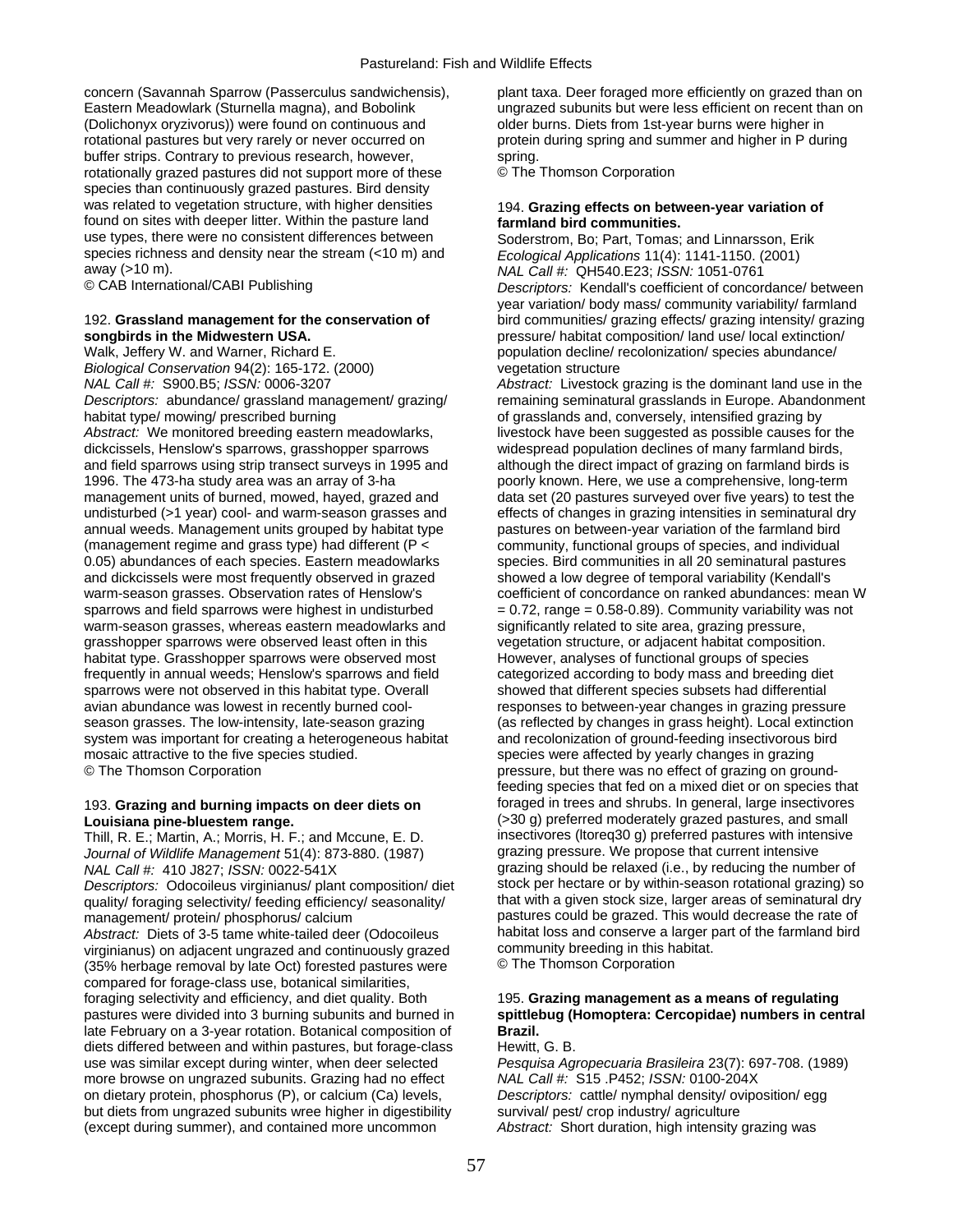concern (Savannah Sparrow (Passerculus sandwichensis), Eastern Meadowlark (Sturnella magna), and Bobolink (Dolichonyx oryzivorus)) were found on continuous and rotational pastures but very rarely or never occurred on buffer strips. Contrary to previous research, however, rotationally grazed pastures did not support more of these species than continuously grazed pastures. Bird density was related to vegetation structure, with higher densities found on sites with deeper litter. Within the pasture land use types, there were no consistent differences between species richness and density near the stream (<10 m) and away (>10 m).
© CAB International/CABI Publishing

### 192. Grassland management for the conservation of songbirds in the Midwestern USA.

Walk, Jeffery W. and Warner, Richard E.
*Biological Conservation* 94(2): 165-172. (2000)
*NAL Call #:* S900.B5; *ISSN:* 0006-3207
*Descriptors:* abundance/ grassland management/ grazing/ habitat type/ mowing/ prescribed burning
*Abstract:* We monitored breeding eastern meadowlarks, dickcissels, Henslow's sparrows, grasshopper sparrows and field sparrows using strip transect surveys in 1995 and 1996. The 473-ha study area was an array of 3-ha management units of burned, mowed, hayed, grazed and undisturbed (>1 year) cool- and warm-season grasses and annual weeds. Management units grouped by habitat type (management regime and grass type) had different ($P < 0.05$) abundances of each species. Eastern meadowlarks and dickcissels were most frequently observed in grazed warm-season grasses. Observation rates of Henslow's sparrows and field sparrows were highest in undisturbed warm-season grasses, whereas eastern meadowlarks and grasshopper sparrows were observed least often in this habitat type. Grasshopper sparrows were observed most frequently in annual weeds; Henslow's sparrows and field sparrows were not observed in this habitat type. Overall avian abundance was lowest in recently burned cool-season grasses. The low-intensity, late-season grazing system was important for creating a heterogeneous habitat mosaic attractive to the five species studied.
© The Thomson Corporation

### 193. Grazing and burning impacts on deer diets on Louisiana pine-bluestem range.

Thill, R. E.; Martin, A.; Morris, H. F.; and Mccune, E. D.
*Journal of Wildlife Management* 51(4): 873-880. (1987)
*NAL Call #:* 410 J827; *ISSN:* 0022-541X
*Descriptors:* Odocoileus virginianus/ plant composition/ diet quality/ foraging selectivity/ feeding efficiency/ seasonality/ management/ protein/ phosphorus/ calcium
*Abstract:* Diets of 3-5 tame white-tailed deer (Odocoileus virginianus) on adjacent ungrazed and continuously grazed (35% herbage removal by late Oct) forested pastures were compared for forage-class use, botanical similarities, foraging selectivity and efficiency, and diet quality. Both pastures were divided into 3 burning subunits and burned in late February on a 3-year rotation. Botanical composition of diets differed between and within pastures, but forage-class use was similar except during winter, when deer selected more browse on ungrazed subunits. Grazing had no effect on dietary protein, phosphorus (P), or calcium (Ca) levels, but diets from ungrazed subunits wree higher in digestibility (except during summer), and contained more uncommon plant taxa. Deer foraged more efficiently on grazed than on ungrazed subunits but were less efficient on recent than on older burns. Diets from 1st-year burns were higher in protein during spring and summer and higher in P during spring.
© The Thomson Corporation

### 194. Grazing effects on between-year variation of farmland bird communities.

Soderstrom, Bo; Part, Tomas; and Linnarsson, Erik
*Ecological Applications* 11(4): 1141-1150. (2001)
*NAL Call #:* QH540.E23; *ISSN:* 1051-0761
*Descriptors:* Kendall's coefficient of concordance/ between year variation/ body mass/ community variability/ farmland bird communities/ grazing effects/ grazing intensity/ grazing pressure/ habitat composition/ land use/ local extinction/ population decline/ recolonization/ species abundance/ vegetation structure
*Abstract:* Livestock grazing is the dominant land use in the remaining seminatural grasslands in Europe. Abandonment of grasslands and, conversely, intensified grazing by livestock have been suggested as possible causes for the widespread population declines of many farmland birds, although the direct impact of grazing on farmland birds is poorly known. Here, we use a comprehensive, long-term data set (20 pastures surveyed over five years) to test the effects of changes in grazing intensities in seminatural dry pastures on between-year variation of the farmland bird community, functional groups of species, and individual species. Bird communities in all 20 seminatural pastures showed a low degree of temporal variability (Kendall's coefficient of concordance on ranked abundances: mean $W = 0.72$, range = 0.58-0.89). Community variability was not significantly related to site area, grazing pressure, vegetation structure, or adjacent habitat composition. However, analyses of functional groups of species categorized according to body mass and breeding diet showed that different species subsets had differential responses to between-year changes in grazing pressure (as reflected by changes in grass height). Local extinction and recolonization of ground-feeding insectivorous bird species were affected by yearly changes in grazing pressure, but there was no effect of grazing on ground-feeding species that fed on a mixed diet or on species that foraged in trees and shrubs. In general, large insectivores (>30 g) preferred moderately grazed pastures, and small insectivores (ltoreq30 g) preferred pastures with intensive grazing pressure. We propose that current intensive grazing should be relaxed (i.e., by reducing the number of stock per hectare or by within-season rotational grazing) so that with a given stock size, larger areas of seminatural dry pastures could be grazed. This would decrease the rate of habitat loss and conserve a larger part of the farmland bird community breeding in this habitat.
© The Thomson Corporation

### 195. Grazing management as a means of regulating spittlebug (Homoptera: Cercopidae) numbers in central Brazil.

Hewitt, G. B.
*Pesquisa Agropecuaria Brasileira* 23(7): 697-708. (1989)
*NAL Call #:* S15 .P452; *ISSN:* 0100-204X
*Descriptors:* cattle/ nymphal density/ oviposition/ egg survival/ pest/ crop industry/ agriculture
*Abstract:* Short duration, high intensity grazing was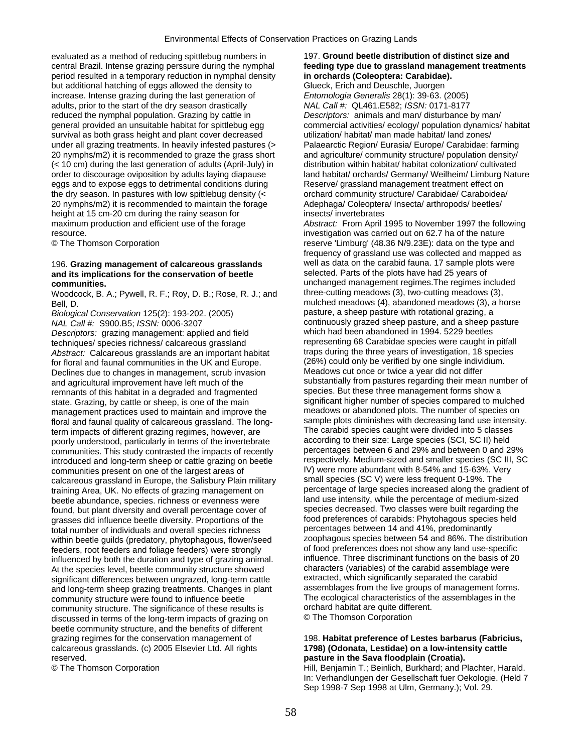evaluated as a method of reducing spittlebug numbers in central Brazil. Intense grazing perssure during the nymphal period resulted in a temporary reduction in nymphal density but additional hatching of eggs allowed the density to increase. Intense grazing during the last generation of adults, prior to the start of the dry season drastically reduced the nymphal population. Grazing by cattle in general provided an unsuitable habitat for spittlebug egg survival as both grass height and plant cover decreased under all grazing treatments. In heavily infested pastures (> 20 nymphs/m2) it is recommended to graze the grass short (< 10 cm) during the last generation of adults (April-July) in order to discourage oviposition by adults laying diapause eggs and to expose eggs to detrimental conditions during the dry season. In pastures with low spittlebug density (< 20 nymphs/m2) it is recommended to maintain the forage height at 15 cm-20 cm during the rainy season for maximum production and efficient use of the forage resource.
© The Thomson Corporation

196. **Grazing management of calcareous grasslands and its implications for the conservation of beetle communities.**
Woodcock, B. A.; Pywell, R. F.; Roy, D. B.; Rose, R. J.; and Bell, D.
*Biological Conservation* 125(2): 193-202. (2005)
*NAL Call #:* S900.B5; *ISSN:* 0006-3207
*Descriptors:* grazing management: applied and field techniques/ species richness/ calcareous grassland
*Abstract:* Calcareous grasslands are an important habitat for floral and faunal communities in the UK and Europe. Declines due to changes in management, scrub invasion and agricultural improvement have left much of the remnants of this habitat in a degraded and fragmented state. Grazing, by cattle or sheep, is one of the main management practices used to maintain and improve the floral and faunal quality of calcareous grassland. The long-term impacts of different grazing regimes, however, are poorly understood, particularly in terms of the invertebrate communities. This study contrasted the impacts of recently introduced and long-term sheep or cattle grazing on beetle communities present on one of the largest areas of calcareous grassland in Europe, the Salisbury Plain military training Area, UK. No effects of grazing management on beetle abundance, species. richness or evenness were found, but plant diversity and overall percentage cover of grasses did influence beetle diversity. Proportions of the total number of individuals and overall species richness within beetle guilds (predatory, phytophagous, flower/seed feeders, root feeders and foliage feeders) were strongly influenced by both the duration and type of grazing animal. At the species level, beetle community structure showed significant differences between ungrazed, long-term cattle and long-term sheep grazing treatments. Changes in plant community structure were found to influence beetle community structure. The significance of these results is discussed in terms of the long-term impacts of grazing on beetle community structure, and the benefits of different grazing regimes for the conservation management of calcareous grasslands. (c) 2005 Elsevier Ltd. All rights reserved.
© The Thomson Corporation

197. **Ground beetle distribution of distinct size and feeding type due to grassland management treatments in orchards (Coleoptera: Carabidae).**
Glueck, Erich and Deuschle, Juorgen
*Entomologia Generalis* 28(1): 39-63. (2005)
*NAL Call #:* QL461.E582; *ISSN:* 0171-8177
*Descriptors:* animals and man/ disturbance by man/ commercial activities/ ecology/ population dynamics/ habitat utilization/ habitat/ man made habitat/ land zones/ Palaearctic Region/ Eurasia/ Europe/ Carabidae: farming and agriculture/ community structure/ population density/ distribution within habitat/ habitat colonization/ cultivated land habitat/ orchards/ Germany/ Weilheim/ Limburg Nature Reserve/ grassland management treatment effect on orchard community structure/ Carabidae/ Caraboidea/ Adephaga/ Coleoptera/ Insecta/ arthropods/ beetles/ insects/ invertebrates
*Abstract:* From April 1995 to November 1997 the following investigation was carried out on 62.7 ha of the nature reserve 'Limburg' (48.36 N/9.23E): data on the type and frequency of grassland use was collected and mapped as well as data on the carabid fauna. 17 sample plots were selected. Parts of the plots have had 25 years of unchanged management regimes.The regimes included three-cutting meadows (3), two-cutting meadows (3), mulched meadows (4), abandoned meadows (3), a horse pasture, a sheep pasture with rotational grazing, a continuously grazed sheep pasture, and a sheep pasture which had been abandoned in 1994. 5229 beetles representing 68 Carabidae species were caught in pitfall traps during the three years of investigation, 18 species (26%) could only be verified by one single individium. Meadows cut once or twice a year did not differ substantially from pastures regarding their mean number of species. But these three management forms show a significant higher number of species compared to mulched meadows or abandoned plots. The number of species on sample plots diminishes with decreasing land use intensity. The carabid species caught were divided into 5 classes according to their size: Large species (SCI, SC II) held percentages between 6 and 29% and between 0 and 29% respectively. Medium-sized and smaller species (SC III, SC IV) were more abundant with 8-54% and 15-63%. Very small species (SC V) were less frequent 0-19%. The percentage of large species increased along the gradient of land use intensity, while the percentage of medium-sized species decreased. Two classes were built regarding the food preferences of carabids: Phytohagous species held percentages between 14 and 41%, predominantly zoophagous species between 54 and 86%. The distribution of food preferences does not show any land use-specific influence. Three discriminant functions on the basis of 20 characters (variables) of the carabid assemblage were extracted, which significantly separated the carabid assemblages from the live groups of management forms. The ecological characteristics of the assemblages in the orchard habitat are quite different.
© The Thomson Corporation

198. **Habitat preference of Lestes barbarus (Fabricius, 1798) (Odonata, Lestidae) on a low-intensity cattle pasture in the Sava floodplain (Croatia).**
Hill, Benjamin T.; Beinlich, Burkhard; and Plachter, Harald.
In: Verhandlungen der Gesellschaft fuer Oekologie. (Held 7 Sep 1998-7 Sep 1998 at Ulm, Germany.); Vol. 29.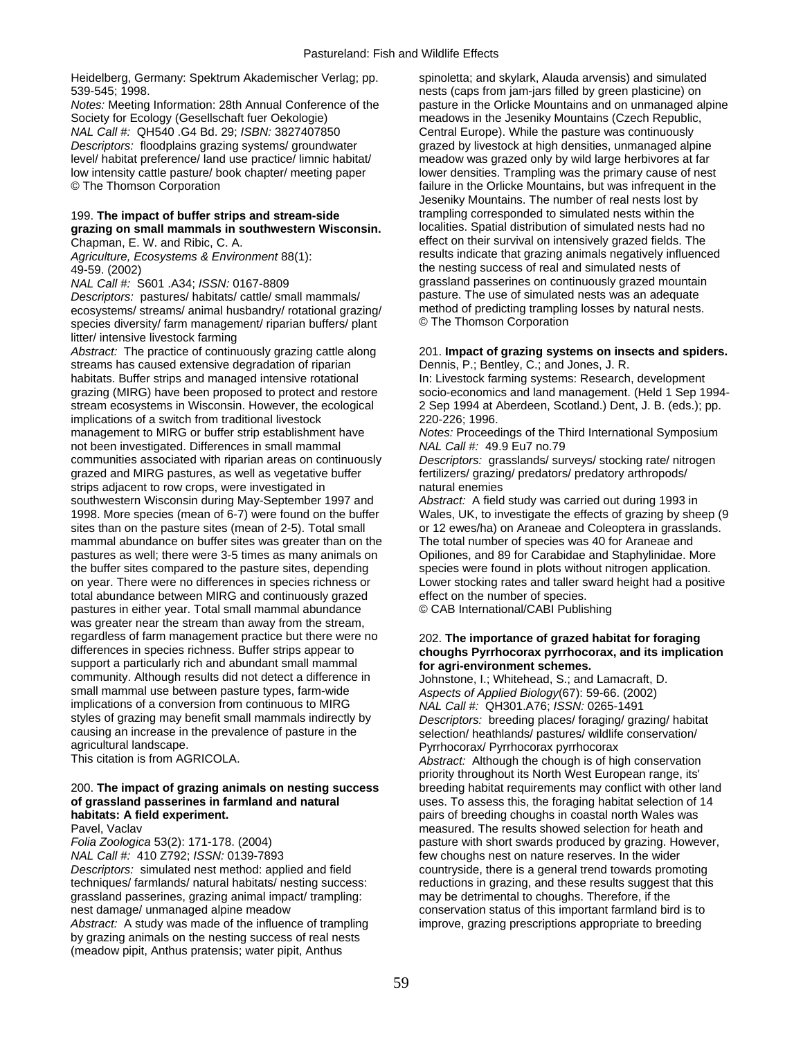Heidelberg, Germany: Spektrum Akademischer Verlag; pp. 539-545; 1998.
*Notes:* Meeting Information: 28th Annual Conference of the Society for Ecology (Gesellschaft fuer Oekologie)
*NAL Call #:* QH540 .G4 Bd. 29; *ISBN:* 3827407850
*Descriptors:* floodplains grazing systems/ groundwater level/ habitat preference/ land use practice/ limnic habitat/ low intensity cattle pasture/ book chapter/ meeting paper
© The Thomson Corporation

199. **The impact of buffer strips and stream-side grazing on small mammals in southwestern Wisconsin.**
Chapman, E. W. and Ribic, C. A.
*Agriculture, Ecosystems & Environment* 88(1): 49-59. (2002)
*NAL Call #:* S601 .A34; *ISSN:* 0167-8809
*Descriptors:* pastures/ habitats/ cattle/ small mammals/ ecosystems/ streams/ animal husbandry/ rotational grazing/ species diversity/ farm management/ riparian buffers/ plant litter/ intensive livestock farming
*Abstract:* The practice of continuously grazing cattle along streams has caused extensive degradation of riparian habitats. Buffer strips and managed intensive rotational grazing (MIRG) have been proposed to protect and restore stream ecosystems in Wisconsin. However, the ecological implications of a switch from traditional livestock management to MIRG or buffer strip establishment have not been investigated. Differences in small mammal communities associated with riparian areas on continuously grazed and MIRG pastures, as well as vegetative buffer strips adjacent to row crops, were investigated in southwestern Wisconsin during May-September 1997 and 1998. More species (mean of 6-7) were found on the buffer sites than on the pasture sites (mean of 2-5). Total small mammal abundance on buffer sites was greater than on the pastures as well; there were 3-5 times as many animals on the buffer sites compared to the pasture sites, depending on year. There were no differences in species richness or total abundance between MIRG and continuously grazed pastures in either year. Total small mammal abundance was greater near the stream than away from the stream, regardless of farm management practice but there were no differences in species richness. Buffer strips appear to support a particularly rich and abundant small mammal community. Although results did not detect a difference in small mammal use between pasture types, farm-wide implications of a conversion from continuous to MIRG styles of grazing may benefit small mammals indirectly by causing an increase in the prevalence of pasture in the agricultural landscape.
This citation is from AGRICOLA.

200. **The impact of grazing animals on nesting success of grassland passerines in farmland and natural habitats: A field experiment.**
Pavel, Vaclav
*Folia Zoologica* 53(2): 171-178. (2004)
*NAL Call #:* 410 Z792; *ISSN:* 0139-7893
*Descriptors:* simulated nest method: applied and field techniques/ farmlands/ natural habitats/ nesting success: grassland passerines, grazing animal impact/ trampling: nest damage/ unmanaged alpine meadow
*Abstract:* A study was made of the influence of trampling by grazing animals on the nesting success of real nests (meadow pipit, Anthus pratensis; water pipit, Anthus spinoletta; and skylark, Alauda arvensis) and simulated nests (caps from jam-jars filled by green plasticine) on pasture in the Orlicke Mountains and on unmanaged alpine meadows in the Jeseniky Mountains (Czech Republic, Central Europe). While the pasture was continuously grazed by livestock at high densities, unmanaged alpine meadow was grazed only by wild large herbivores at far lower densities. Trampling was the primary cause of nest failure in the Orlicke Mountains, but was infrequent in the Jeseniky Mountains. The number of real nests lost by trampling corresponded to simulated nests within the localities. Spatial distribution of simulated nests had no effect on their survival on intensively grazed fields. The results indicate that grazing animals negatively influenced the nesting success of real and simulated nests of grassland passerines on continuously grazed mountain pasture. The use of simulated nests was an adequate method of predicting trampling losses by natural nests.
© The Thomson Corporation

201. **Impact of grazing systems on insects and spiders.**
Dennis, P.; Bentley, C.; and Jones, J. R.
In: Livestock farming systems: Research, development socio-economics and land management. (Held 1 Sep 1994-2 Sep 1994 at Aberdeen, Scotland.) Dent, J. B. (eds.); pp. 220-226; 1996.
*Notes:* Proceedings of the Third International Symposium
*NAL Call #:* 49.9 Eu7 no.79
*Descriptors:* grasslands/ surveys/ stocking rate/ nitrogen fertilizers/ grazing/ predators/ predatory arthropods/ natural enemies
*Abstract:* A field study was carried out during 1993 in Wales, UK, to investigate the effects of grazing by sheep (9 or 12 ewes/ha) on Araneae and Coleoptera in grasslands. The total number of species was 40 for Araneae and Opiliones, and 89 for Carabidae and Staphylinidae. More species were found in plots without nitrogen application. Lower stocking rates and taller sward height had a positive effect on the number of species.
© CAB International/CABI Publishing

202. **The importance of grazed habitat for foraging choughs Pyrrhocorax pyrrhocorax, and its implication for agri-environment schemes.**
Johnstone, I.; Whitehead, S.; and Lamacraft, D.
*Aspects of Applied Biology*(67): 59-66. (2002)
*NAL Call #:* QH301.A76; *ISSN:* 0265-1491
*Descriptors:* breeding places/ foraging/ grazing/ habitat selection/ heathlands/ pastures/ wildlife conservation/ Pyrrhocorax/ Pyrrhocorax pyrrhocorax
*Abstract:* Although the chough is of high conservation priority throughout its North West European range, its' breeding habitat requirements may conflict with other land uses. To assess this, the foraging habitat selection of 14 pairs of breeding choughs in coastal north Wales was measured. The results showed selection for heath and pasture with short swards produced by grazing. However, few choughs nest on nature reserves. In the wider countryside, there is a general trend towards promoting reductions in grazing, and these results suggest that this may be detrimental to choughs. Therefore, if the conservation status of this important farmland bird is to improve, grazing prescriptions appropriate to breeding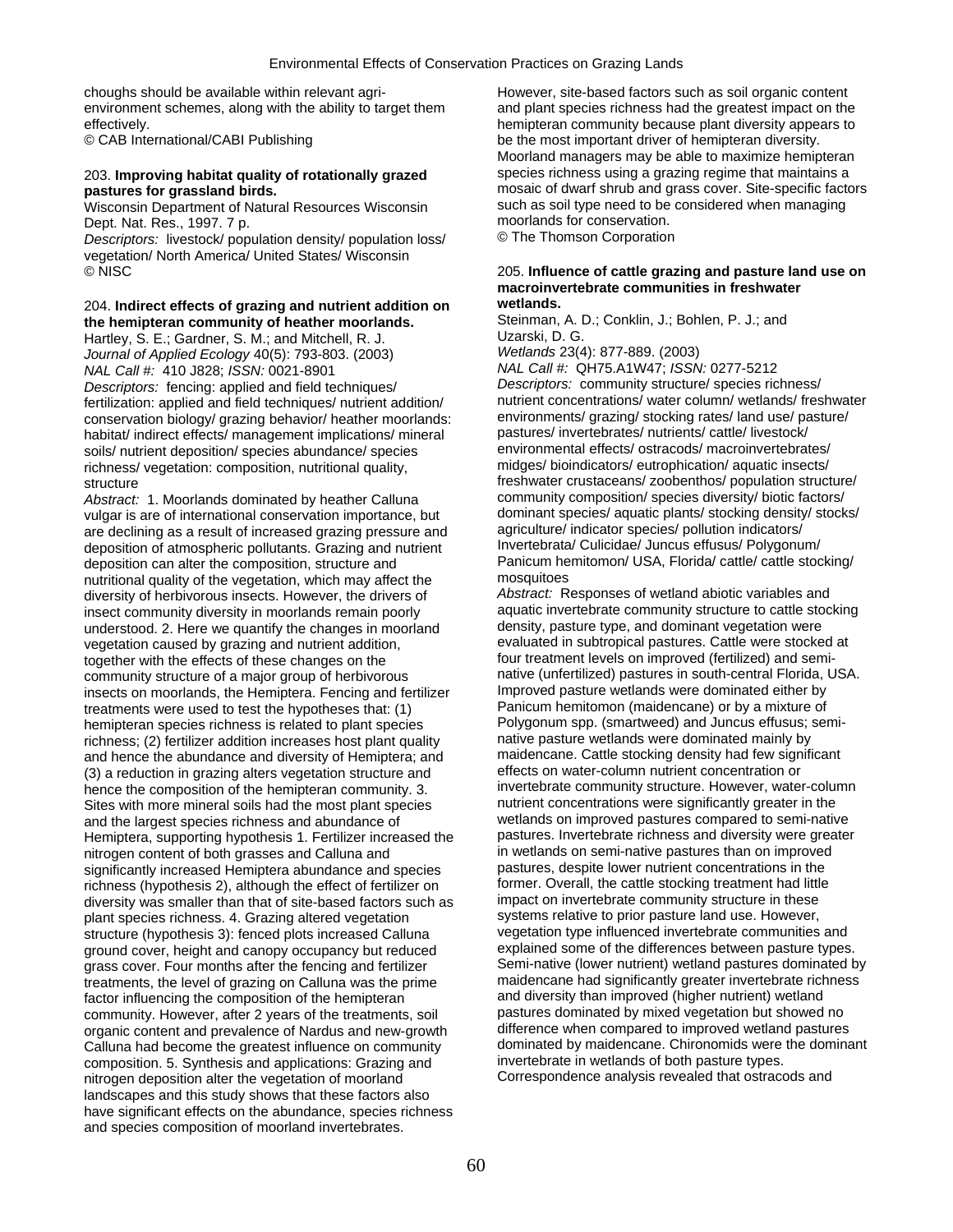choughs should be available within relevant agri-environment schemes, along with the ability to target them effectively.
© CAB International/CABI Publishing

203. **Improving habitat quality of rotationally grazed pastures for grassland birds.**
Wisconsin Department of Natural Resources Wisconsin Dept. Nat. Res., 1997. 7 p.
*Descriptors:* livestock/ population density/ population loss/ vegetation/ North America/ United States/ Wisconsin
© NISC

204. **Indirect effects of grazing and nutrient addition on the hemipteran community of heather moorlands.**
Hartley, S. E.; Gardner, S. M.; and Mitchell, R. J.
*Journal of Applied Ecology* 40(5): 793-803. (2003)
*NAL Call #:* 410 J828; *ISSN:* 0021-8901
*Descriptors:* fencing: applied and field techniques/ fertilization: applied and field techniques/ nutrient addition/ conservation biology/ grazing behavior/ heather moorlands: habitat/ indirect effects/ management implications/ mineral soils/ nutrient deposition/ species abundance/ species richness/ vegetation: composition, nutritional quality, structure
*Abstract:* 1. Moorlands dominated by heather Calluna vulgar is are of international conservation importance, but are declining as a result of increased grazing pressure and deposition of atmospheric pollutants. Grazing and nutrient deposition can alter the composition, structure and nutritional quality of the vegetation, which may affect the diversity of herbivorous insects. However, the drivers of insect community diversity in moorlands remain poorly understood. 2. Here we quantify the changes in moorland vegetation caused by grazing and nutrient addition, together with the effects of these changes on the community structure of a major group of herbivorous insects on moorlands, the Hemiptera. Fencing and fertilizer treatments were used to test the hypotheses that: (1) hemipteran species richness is related to plant species richness; (2) fertilizer addition increases host plant quality and hence the abundance and diversity of Hemiptera; and (3) a reduction in grazing alters vegetation structure and hence the composition of the hemipteran community. 3. Sites with more mineral soils had the most plant species and the largest species richness and abundance of Hemiptera, supporting hypothesis 1. Fertilizer increased the nitrogen content of both grasses and Calluna and significantly increased Hemiptera abundance and species richness (hypothesis 2), although the effect of fertilizer on diversity was smaller than that of site-based factors such as plant species richness. 4. Grazing altered vegetation structure (hypothesis 3): fenced plots increased Calluna ground cover, height and canopy occupancy but reduced grass cover. Four months after the fencing and fertilizer treatments, the level of grazing on Calluna was the prime factor influencing the composition of the hemipteran community. However, after 2 years of the treatments, soil organic content and prevalence of Nardus and new-growth Calluna had become the greatest influence on community composition. 5. Synthesis and applications: Grazing and nitrogen deposition alter the vegetation of moorland landscapes and this study shows that these factors also have significant effects on the abundance, species richness and species composition of moorland invertebrates. However, site-based factors such as soil organic content and plant species richness had the greatest impact on the hemipteran community because plant diversity appears to be the most important driver of hemipteran diversity. Moorland managers may be able to maximize hemipteran species richness using a grazing regime that maintains a mosaic of dwarf shrub and grass cover. Site-specific factors such as soil type need to be considered when managing moorlands for conservation.
© The Thomson Corporation

205. **Influence of cattle grazing and pasture land use on macroinvertebrate communities in freshwater wetlands.**
Steinman, A. D.; Conklin, J.; Bohlen, P. J.; and Uzarski, D. G.
*Wetlands* 23(4): 877-889. (2003)
*NAL Call #:* QH75.A1W47; *ISSN:* 0277-5212
*Descriptors:* community structure/ species richness/ nutrient concentrations/ water column/ wetlands/ freshwater environments/ grazing/ stocking rates/ land use/ pasture/ pastures/ invertebrates/ nutrients/ cattle/ livestock/ environmental effects/ ostracods/ macroinvertebrates/ midges/ bioindicators/ eutrophication/ aquatic insects/ freshwater crustaceans/ zoobenthos/ population structure/ community composition/ species diversity/ biotic factors/ dominant species/ aquatic plants/ stocking density/ stocks/ agriculture/ indicator species/ pollution indicators/ Invertebrata/ Culicidae/ Juncus effusus/ Polygonum/ Panicum hemitomon/ USA, Florida/ cattle/ cattle stocking/ mosquitoes
*Abstract:* Responses of wetland abiotic variables and aquatic invertebrate community structure to cattle stocking density, pasture type, and dominant vegetation were evaluated in subtropical pastures. Cattle were stocked at four treatment levels on improved (fertilized) and semi-native (unfertilized) pastures in south-central Florida, USA. Improved pasture wetlands were dominated either by Panicum hemitomon (maidencane) or by a mixture of Polygonum spp. (smartweed) and Juncus effusus; semi-native pasture wetlands were dominated mainly by maidencane. Cattle stocking density had few significant effects on water-column nutrient concentration or invertebrate community structure. However, water-column nutrient concentrations were significantly greater in the wetlands on improved pastures compared to semi-native pastures. Invertebrate richness and diversity were greater in wetlands on semi-native pastures than on improved pastures, despite lower nutrient concentrations in the former. Overall, the cattle stocking treatment had little impact on invertebrate community structure in these systems relative to prior pasture land use. However, vegetation type influenced invertebrate communities and explained some of the differences between pasture types. Semi-native (lower nutrient) wetland pastures dominated by maidencane had significantly greater invertebrate richness and diversity than improved (higher nutrient) wetland pastures dominated by mixed vegetation but showed no difference when compared to improved wetland pastures dominated by maidencane. Chironomids were the dominant invertebrate in wetlands of both pasture types. Correspondence analysis revealed that ostracods and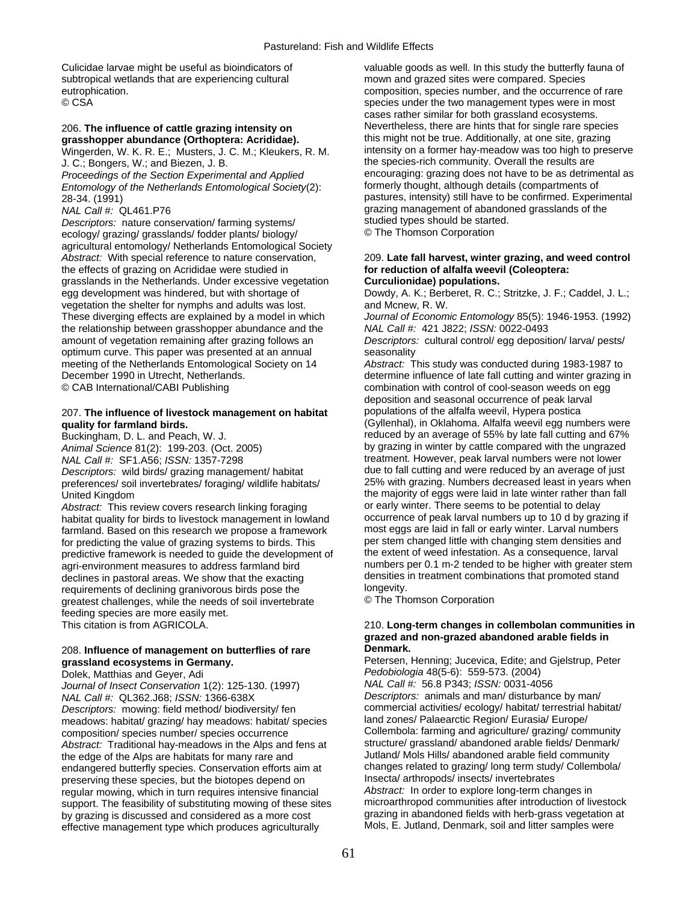Culicidae larvae might be useful as bioindicators of subtropical wetlands that are experiencing cultural eutrophication.
© CSA

206. **The influence of cattle grazing intensity on grasshopper abundance (Orthoptera: Acrididae).**
Wingerden, W. K. R. E.; Musters, J. C. M.; Kleukers, R. M. J. C.; Bongers, W.; and Biezen, J. B.
*Proceedings of the Section Experimental and Applied Entomology of the Netherlands Entomological Society*(2): 28-34. (1991)
*NAL Call #:* QL461.P76
*Descriptors:* nature conservation/ farming systems/ ecology/ grazing/ grasslands/ fodder plants/ biology/ agricultural entomology/ Netherlands Entomological Society
*Abstract:* With special reference to nature conservation, the effects of grazing on Acrididae were studied in grasslands in the Netherlands. Under excessive vegetation egg development was hindered, but with shortage of vegetation the shelter for nymphs and adults was lost. These diverging effects are explained by a model in which the relationship between grasshopper abundance and the amount of vegetation remaining after grazing follows an optimum curve. This paper was presented at an annual meeting of the Netherlands Entomological Society on 14 December 1990 in Utrecht, Netherlands.
© CAB International/CABI Publishing

207. **The influence of livestock management on habitat quality for farmland birds.**
Buckingham, D. L. and Peach, W. J.
*Animal Science* 81(2): 199-203. (Oct. 2005)
*NAL Call #:* SF1.A56; *ISSN:* 1357-7298
*Descriptors:* wild birds/ grazing management/ habitat preferences/ soil invertebrates/ foraging/ wildlife habitats/ United Kingdom
*Abstract:* This review covers research linking foraging habitat quality for birds to livestock management in lowland farmland. Based on this research we propose a framework for predicting the value of grazing systems to birds. This predictive framework is needed to guide the development of agri-environment measures to address farmland bird declines in pastoral areas. We show that the exacting requirements of declining granivorous birds pose the greatest challenges, while the needs of soil invertebrate feeding species are more easily met.
This citation is from AGRICOLA.

208. **Influence of management on butterflies of rare grassland ecosystems in Germany.**
Dolek, Matthias and Geyer, Adi
*Journal of Insect Conservation* 1(2): 125-130. (1997)
*NAL Call #:* QL362.J68; *ISSN:* 1366-638X
*Descriptors:* mowing: field method/ biodiversity/ fen meadows: habitat/ grazing/ hay meadows: habitat/ species composition/ species number/ species occurrence
*Abstract:* Traditional hay-meadows in the Alps and fens at the edge of the Alps are habitats for many rare and endangered butterfly species. Conservation efforts aim at preserving these species, but the biotopes depend on regular mowing, which in turn requires intensive financial support. The feasibility of substituting mowing of these sites by grazing is discussed and considered as a more cost effective management type which produces agriculturally valuable goods as well. In this study the butterfly fauna of mown and grazed sites were compared. Species composition, species number, and the occurrence of rare species under the two management types were in most cases rather similar for both grassland ecosystems. Nevertheless, there are hints that for single rare species this might not be true. Additionally, at one site, grazing intensity on a former hay-meadow was too high to preserve the species-rich community. Overall the results are encouraging: grazing does not have to be as detrimental as formerly thought, although details (compartments of pastures, intensity) still have to be confirmed. Experimental grazing management of abandoned grasslands of the studied types should be started.
© The Thomson Corporation

209. **Late fall harvest, winter grazing, and weed control for reduction of alfalfa weevil (Coleoptera: Curculionidae) populations.**
Dowdy, A. K.; Berberet, R. C.; Stritzke, J. F.; Caddel, J. L.; and Mcnew, R. W.
*Journal of Economic Entomology* 85(5): 1946-1953. (1992)
*NAL Call #:* 421 J822; *ISSN:* 0022-0493
*Descriptors:* cultural control/ egg deposition/ larva/ pests/ seasonality
*Abstract:* This study was conducted during 1983-1987 to determine influence of late fall cutting and winter grazing in combination with control of cool-season weeds on egg deposition and seasonal occurrence of peak larval populations of the alfalfa weevil, Hypera postica (Gyllenhal), in Oklahoma. Alfalfa weevil egg numbers were reduced by an average of 55% by late fall cutting and 67% by grazing in winter by cattle compared with the ungrazed treatment. However, peak larval numbers were not lower due to fall cutting and were reduced by an average of just 25% with grazing. Numbers decreased least in years when the majority of eggs were laid in late winter rather than fall or early winter. There seems to be potential to delay occurrence of peak larval numbers up to 10 d by grazing if most eggs are laid in fall or early winter. Larval numbers per stem changed little with changing stem densities and the extent of weed infestation. As a consequence, larval numbers per 0.1 m-2 tended to be higher with greater stem densities in treatment combinations that promoted stand longevity.
© The Thomson Corporation

210. **Long-term changes in collembolan communities in grazed and non-grazed abandoned arable fields in Denmark.**
Petersen, Henning; Jucevica, Edite; and Gjelstrup, Peter
*Pedobiologia* 48(5-6): 559-573. (2004)
*NAL Call #:* 56.8 P343; *ISSN:* 0031-4056
*Descriptors:* animals and man/ disturbance by man/ commercial activities/ ecology/ habitat/ terrestrial habitat/ land zones/ Palaearctic Region/ Eurasia/ Europe/ Collembola: farming and agriculture/ grazing/ community structure/ grassland/ abandoned arable fields/ Denmark/ Jutland/ Mols Hills/ abandoned arable field community changes related to grazing/ long term study/ Collembola/ Insecta/ arthropods/ insects/ invertebrates
*Abstract:* In order to explore long-term changes in microarthropod communities after introduction of livestock grazing in abandoned fields with herb-grass vegetation at Mols, E. Jutland, Denmark, soil and litter samples were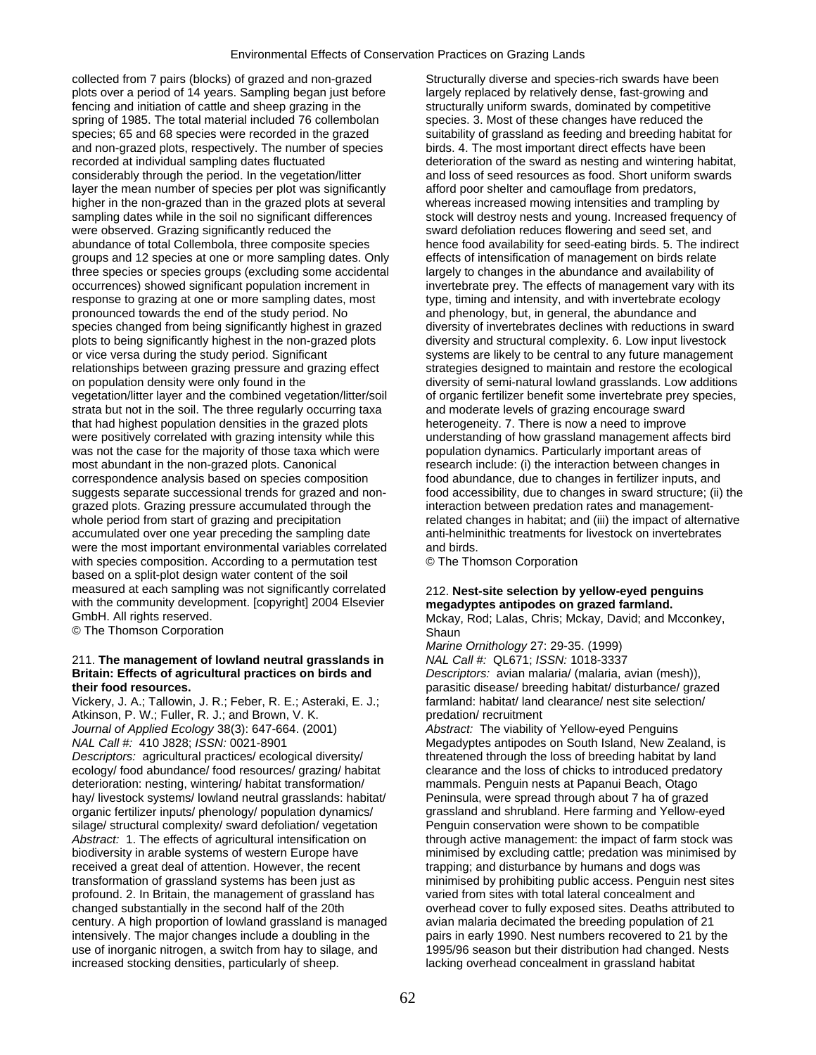collected from 7 pairs (blocks) of grazed and non-grazed plots over a period of 14 years. Sampling began just before fencing and initiation of cattle and sheep grazing in the spring of 1985. The total material included 76 collembolan species; 65 and 68 species were recorded in the grazed and non-grazed plots, respectively. The number of species recorded at individual sampling dates fluctuated considerably through the period. In the vegetation/litter layer the mean number of species per plot was significantly higher in the non-grazed than in the grazed plots at several sampling dates while in the soil no significant differences were observed. Grazing significantly reduced the abundance of total Collembola, three composite species groups and 12 species at one or more sampling dates. Only three species or species groups (excluding some accidental occurrences) showed significant population increment in response to grazing at one or more sampling dates, most pronounced towards the end of the study period. No species changed from being significantly highest in grazed plots to being significantly highest in the non-grazed plots or vice versa during the study period. Significant relationships between grazing pressure and grazing effect on population density were only found in the vegetation/litter layer and the combined vegetation/litter/soil strata but not in the soil. The three regularly occurring taxa that had highest population densities in the grazed plots were positively correlated with grazing intensity while this was not the case for the majority of those taxa which were most abundant in the non-grazed plots. Canonical correspondence analysis based on species composition suggests separate successional trends for grazed and non-grazed plots. Grazing pressure accumulated through the whole period from start of grazing and precipitation accumulated over one year preceding the sampling date were the most important environmental variables correlated with species composition. According to a permutation test based on a split-plot design water content of the soil measured at each sampling was not significantly correlated with the community development. [copyright] 2004 Elsevier GmbH. All rights reserved.
© The Thomson Corporation

211. **The management of lowland neutral grasslands in Britain: Effects of agricultural practices on birds and their food resources.**
Vickery, J. A.; Tallowin, J. R.; Feber, R. E.; Asteraki, E. J.; Atkinson, P. W.; Fuller, R. J.; and Brown, V. K.
*Journal of Applied Ecology* 38(3): 647-664. (2001)
*NAL Call #:* 410 J828; *ISSN:* 0021-8901
*Descriptors:* agricultural practices/ ecological diversity/ food abundance/ food resources/ grazing/ habitat ecology/ habitat deterioration: nesting, wintering/ habitat transformation/ hay/ livestock systems/ lowland neutral grasslands: habitat/ organic fertilizer inputs/ phenology/ population dynamics/ silage/ structural complexity/ sward defoliation/ vegetation
*Abstract:* 1. The effects of agricultural intensification on biodiversity in arable systems of western Europe have received a great deal of attention. However, the recent transformation of grassland systems has been just as profound. 2. In Britain, the management of grassland has changed substantially in the second half of the 20th century. A high proportion of lowland grassland is managed intensively. The major changes include a doubling in the use of inorganic nitrogen, a switch from hay to silage, and increased stocking densities, particularly of sheep. Structurally diverse and species-rich swards have been largely replaced by relatively dense, fast-growing and structurally uniform swards, dominated by competitive species. 3. Most of these changes have reduced the suitability of grassland as feeding and breeding habitat for birds. 4. The most important direct effects have been deterioration of the sward as nesting and wintering habitat, and loss of seed resources as food. Short uniform swards afford poor shelter and camouflage from predators, whereas increased mowing intensities and trampling by stock will destroy nests and young. Increased frequency of sward defoliation reduces flowering and seed set, and hence food availability for seed-eating birds. 5. The indirect effects of intensification of management on birds relate largely to changes in the abundance and availability of invertebrate prey. The effects of management vary with its type, timing and intensity, and with invertebrate ecology and phenology, but, in general, the abundance and diversity of invertebrates declines with reductions in sward diversity and structural complexity. 6. Low input livestock systems are likely to be central to any future management strategies designed to maintain and restore the ecological diversity of semi-natural lowland grasslands. Low additions of organic fertilizer benefit some invertebrate prey species, and moderate levels of grazing encourage sward heterogeneity. 7. There is now a need to improve understanding of how grassland management affects bird population dynamics. Particularly important areas of research include: (i) the interaction between changes in food abundance, due to changes in fertilizer inputs, and food accessibility, due to changes in sward structure; (ii) the interaction between predation rates and management-related changes in habitat; and (iii) the impact of alternative anti-helminithic treatments for livestock on invertebrates and birds.
© The Thomson Corporation

212. **Nest-site selection by yellow-eyed penguins megadyptes antipodes on grazed farmland.**
Mckay, Rod; Lalas, Chris; Mckay, David; and Mcconkey, Shaun
*Marine Ornithology* 27: 29-35. (1999)
*NAL Call #:* QL671; *ISSN:* 1018-3337
*Descriptors:* avian malaria/ (malaria, avian (mesh)), parasitic disease/ breeding habitat/ disturbance/ grazed farmland: habitat/ land clearance/ nest site selection/ predation/ recruitment
*Abstract:* The viability of Yellow-eyed Penguins Megadyptes antipodes on South Island, New Zealand, is threatened through the loss of breeding habitat by land clearance and the loss of chicks to introduced predatory mammals. Penguin nests at Papanui Beach, Otago Peninsula, were spread through about 7 ha of grazed grassland and shrubland. Here farming and Yellow-eyed Penguin conservation were shown to be compatible through active management: the impact of farm stock was minimised by excluding cattle; predation was minimised by trapping; and disturbance by humans and dogs was minimised by prohibiting public access. Penguin nest sites varied from sites with total lateral concealment and overhead cover to fully exposed sites. Deaths attributed to avian malaria decimated the breeding population of 21 pairs in early 1990. Nest numbers recovered to 21 by the 1995/96 season but their distribution had changed. Nests lacking overhead concealment in grassland habitat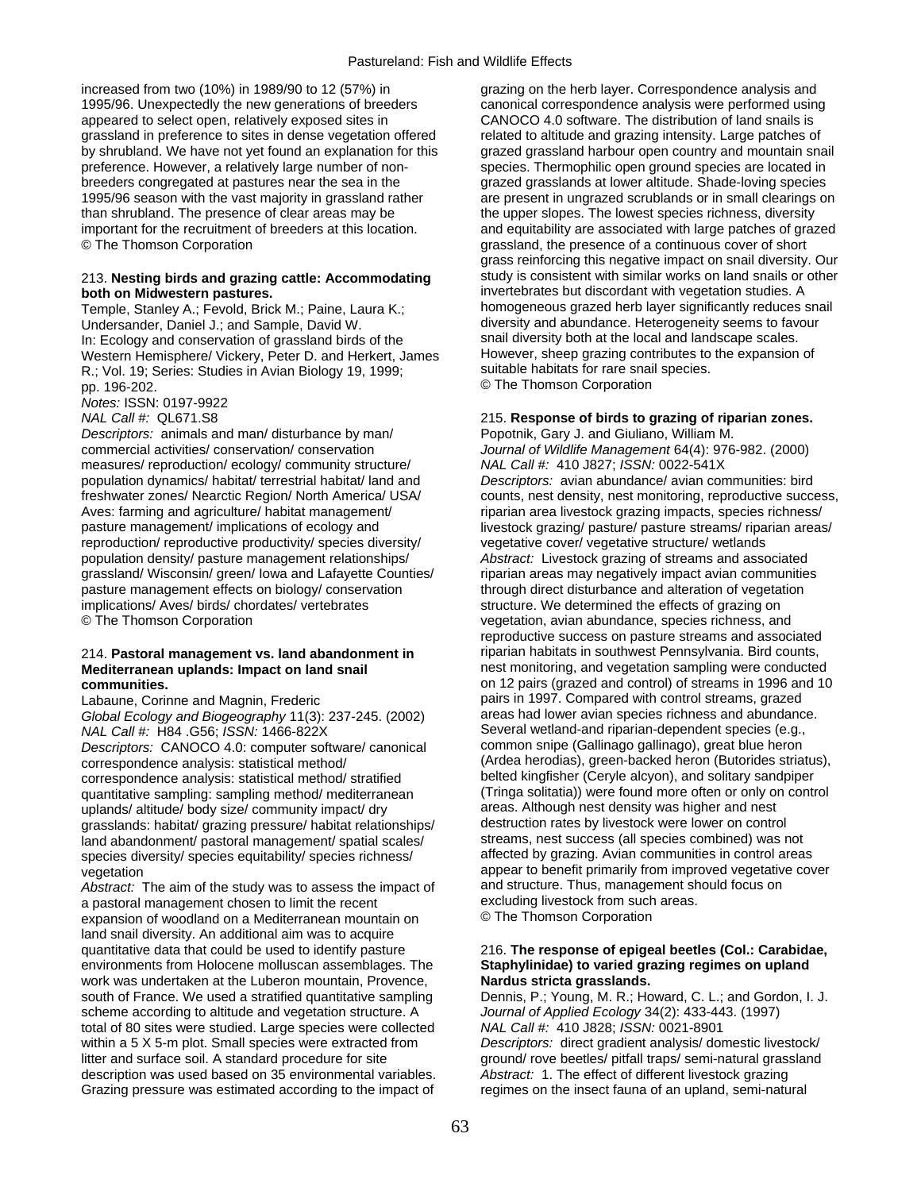increased from two (10%) in 1989/90 to 12 (57%) in 1995/96. Unexpectedly the new generations of breeders appeared to select open, relatively exposed sites in grassland in preference to sites in dense vegetation offered by shrubland. We have not yet found an explanation for this preference. However, a relatively large number of non-breeders congregated at pastures near the sea in the 1995/96 season with the vast majority in grassland rather than shrubland. The presence of clear areas may be important for the recruitment of breeders at this location.
© The Thomson Corporation

213. **Nesting birds and grazing cattle: Accommodating both on Midwestern pastures.**
Temple, Stanley A.; Fevold, Brick M.; Paine, Laura K.; Undersander, Daniel J.; and Sample, David W.
In: Ecology and conservation of grassland birds of the Western Hemisphere/ Vickery, Peter D. and Herkert, James R.; Vol. 19; Series: Studies in Avian Biology 19, 1999; pp. 196-202.
*Notes:* ISSN: 0197-9922
*NAL Call #:* QL671.S8
*Descriptors:* animals and man/ disturbance by man/ commercial activities/ conservation/ conservation measures/ reproduction/ ecology/ community structure/ population dynamics/ habitat/ terrestrial habitat/ land and freshwater zones/ Nearctic Region/ North America/ USA/ Aves: farming and agriculture/ habitat management/ pasture management/ implications of ecology and reproduction/ reproductive productivity/ species diversity/ population density/ pasture management relationships/ grassland/ Wisconsin/ green/ Iowa and Lafayette Counties/ pasture management effects on biology/ conservation implications/ Aves/ birds/ chordates/ vertebrates
© The Thomson Corporation

214. **Pastoral management vs. land abandonment in Mediterranean uplands: Impact on land snail communities.**
Labaune, Corinne and Magnin, Frederic
*Global Ecology and Biogeography* 11(3): 237-245. (2002)
*NAL Call #:* H84 .G56; *ISSN:* 1466-822X
*Descriptors:* CANOCO 4.0: computer software/ canonical correspondence analysis: statistical method/ correspondence analysis: statistical method/ stratified quantitative sampling: sampling method/ mediterranean uplands/ altitude/ body size/ community impact/ dry grasslands: habitat/ grazing pressure/ habitat relationships/ land abandonment/ pastoral management/ spatial scales/ species diversity/ species equitability/ species richness/ vegetation
*Abstract:* The aim of the study was to assess the impact of a pastoral management chosen to limit the recent expansion of woodland on a Mediterranean mountain on land snail diversity. An additional aim was to acquire quantitative data that could be used to identify pasture environments from Holocene molluscan assemblages. The work was undertaken at the Luberon mountain, Provence, south of France. We used a stratified quantitative sampling scheme according to altitude and vegetation structure. A total of 80 sites were studied. Large species were collected within a 5 X 5-m plot. Small species were extracted from litter and surface soil. A standard procedure for site description was used based on 35 environmental variables. Grazing pressure was estimated according to the impact of grazing on the herb layer. Correspondence analysis and canonical correspondence analysis were performed using CANOCO 4.0 software. The distribution of land snails is related to altitude and grazing intensity. Large patches of grazed grassland harbour open country and mountain snail species. Thermophilic open ground species are located in grazed grasslands at lower altitude. Shade-loving species are present in ungrazed scrublands or in small clearings on the upper slopes. The lowest species richness, diversity and equitability are associated with large patches of grazed grassland, the presence of a continuous cover of short grass reinforcing this negative impact on snail diversity. Our study is consistent with similar works on land snails or other invertebrates but discordant with vegetation studies. A homogeneous grazed herb layer significantly reduces snail diversity and abundance. Heterogeneity seems to favour snail diversity both at the local and landscape scales. However, sheep grazing contributes to the expansion of suitable habitats for rare snail species.
© The Thomson Corporation

215. **Response of birds to grazing of riparian zones.**
Popotnik, Gary J. and Giuliano, William M.
*Journal of Wildlife Management* 64(4): 976-982. (2000)
*NAL Call #:* 410 J827; *ISSN:* 0022-541X
*Descriptors:* avian abundance/ avian communities: bird counts, nest density, nest monitoring, reproductive success, riparian area livestock grazing impacts, species richness/ livestock grazing/ pasture/ pasture streams/ riparian areas/ vegetative cover/ vegetative structure/ wetlands
*Abstract:* Livestock grazing of streams and associated riparian areas may negatively impact avian communities through direct disturbance and alteration of vegetation structure. We determined the effects of grazing on vegetation, avian abundance, species richness, and reproductive success on pasture streams and associated riparian habitats in southwest Pennsylvania. Bird counts, nest monitoring, and vegetation sampling were conducted on 12 pairs (grazed and control) of streams in 1996 and 10 pairs in 1997. Compared with control streams, grazed areas had lower avian species richness and abundance. Several wetland-and riparian-dependent species (e.g., common snipe (Gallinago gallinago), great blue heron (Ardea herodias), green-backed heron (Butorides striatus), belted kingfisher (Ceryle alcyon), and solitary sandpiper (Tringa solitatia)) were found more often or only on control areas. Although nest density was higher and nest destruction rates by livestock were lower on control streams, nest success (all species combined) was not affected by grazing. Avian communities in control areas appear to benefit primarily from improved vegetative cover and structure. Thus, management should focus on excluding livestock from such areas.
© The Thomson Corporation

216. **The response of epigeal beetles (Col.: Carabidae, Staphylinidae) to varied grazing regimes on upland Nardus stricta grasslands.**
Dennis, P.; Young, M. R.; Howard, C. L.; and Gordon, I. J.
*Journal of Applied Ecology* 34(2): 433-443. (1997)
*NAL Call #:* 410 J828; *ISSN:* 0021-8901
*Descriptors:* direct gradient analysis/ domestic livestock/ ground/ rove beetles/ pitfall traps/ semi-natural grassland
*Abstract:* 1. The effect of different livestock grazing regimes on the insect fauna of an upland, semi-natural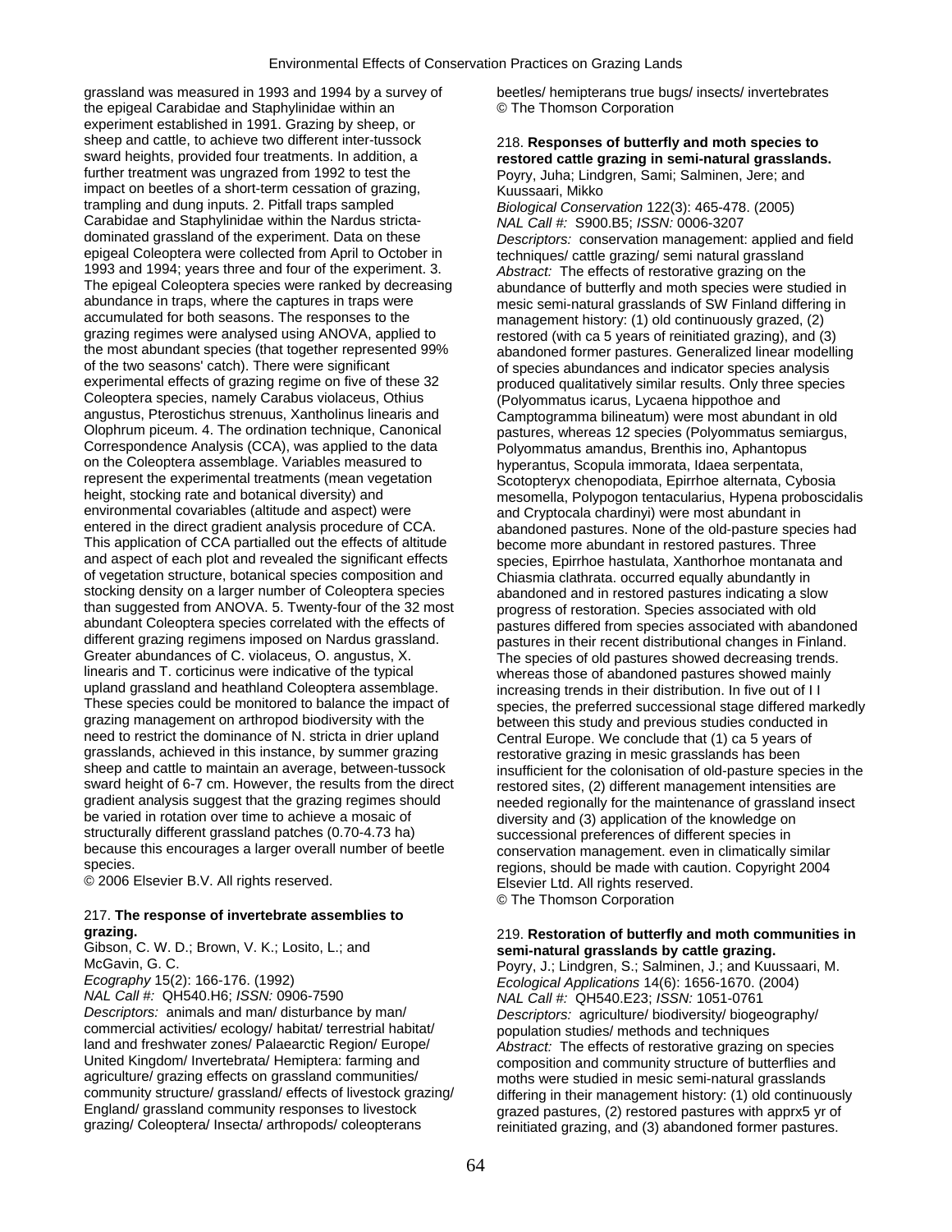grassland was measured in 1993 and 1994 by a survey of the epigeal Carabidae and Staphylinidae within an experiment established in 1991. Grazing by sheep, or sheep and cattle, to achieve two different inter-tussock sward heights, provided four treatments. In addition, a further treatment was ungrazed from 1992 to test the impact on beetles of a short-term cessation of grazing, trampling and dung inputs. 2. Pitfall traps sampled Carabidae and Staphylinidae within the Nardus stricta-dominated grassland of the experiment. Data on these epigeal Coleoptera were collected from April to October in 1993 and 1994; years three and four of the experiment. 3. The epigeal Coleoptera species were ranked by decreasing abundance in traps, where the captures in traps were accumulated for both seasons. The responses to the grazing regimes were analysed using ANOVA, applied to the most abundant species (that together represented 99% of the two seasons' catch). There were significant experimental effects of grazing regime on five of these 32 Coleoptera species, namely Carabus violaceus, Othius angustus, Pterostichus strenuus, Xantholinus linearis and Olophrum piceum. 4. The ordination technique, Canonical Correspondence Analysis (CCA), was applied to the data on the Coleoptera assemblage. Variables measured to represent the experimental treatments (mean vegetation height, stocking rate and botanical diversity) and environmental covariables (altitude and aspect) were entered in the direct gradient analysis procedure of CCA. This application of CCA partialled out the effects of altitude and aspect of each plot and revealed the significant effects of vegetation structure, botanical species composition and stocking density on a larger number of Coleoptera species than suggested from ANOVA. 5. Twenty-four of the 32 most abundant Coleoptera species correlated with the effects of different grazing regimens imposed on Nardus grassland. Greater abundances of C. violaceus, O. angustus, X. linearis and T. corticinus were indicative of the typical upland grassland and heathland Coleoptera assemblage. These species could be monitored to balance the impact of grazing management on arthropod biodiversity with the need to restrict the dominance of N. stricta in drier upland grasslands, achieved in this instance, by summer grazing sheep and cattle to maintain an average, between-tussock sward height of 6-7 cm. However, the results from the direct gradient analysis suggest that the grazing regimes should be varied in rotation over time to achieve a mosaic of structurally different grassland patches (0.70-4.73 ha) because this encourages a larger overall number of beetle species.
© 2006 Elsevier B.V. All rights reserved.

217. **The response of invertebrate assemblies to grazing.**
Gibson, C. W. D.; Brown, V. K.; Losito, L.; and McGavin, G. C.
*Ecography* 15(2): 166-176. (1992)
*NAL Call #:* QH540.H6; *ISSN:* 0906-7590
*Descriptors:* animals and man/ disturbance by man/ commercial activities/ ecology/ habitat/ terrestrial habitat/ land and freshwater zones/ Palaearctic Region/ Europe/ United Kingdom/ Invertebrata/ Hemiptera: farming and agriculture/ grazing effects on grassland communities/ community structure/ grassland/ effects of livestock grazing/ England/ grassland community responses to livestock grazing/ Coleoptera/ Insecta/ arthropods/ coleopterans beetles/ hemipterans true bugs/ insects/ invertebrates
© The Thomson Corporation

218. **Responses of butterfly and moth species to restored cattle grazing in semi-natural grasslands.**
Poyry, Juha; Lindgren, Sami; Salminen, Jere; and Kuussaari, Mikko
*Biological Conservation* 122(3): 465-478. (2005)
*NAL Call #:* S900.B5; *ISSN:* 0006-3207
*Descriptors:* conservation management: applied and field techniques/ cattle grazing/ semi natural grassland
*Abstract:* The effects of restorative grazing on the abundance of butterfly and moth species were studied in mesic semi-natural grasslands of SW Finland differing in management history: (1) old continuously grazed, (2) restored (with ca 5 years of reinitiated grazing), and (3) abandoned former pastures. Generalized linear modelling of species abundances and indicator species analysis produced qualitatively similar results. Only three species (Polyommatus icarus, Lycaena hippothoe and Camptogramma bilineatum) were most abundant in old pastures, whereas 12 species (Polyommatus semiargus, Polyommatus amandus, Brenthis ino, Aphantopus hyperantus, Scopula immorata, Idaea serpentata, Scotopteryx chenopodiata, Epirrhoe alternata, Cybosia mesomella, Polypogon tentacularius, Hypena proboscidalis and Cryptocala chardinyi) were most abundant in abandoned pastures. None of the old-pasture species had become more abundant in restored pastures. Three species, Epirrhoe hastulata, Xanthorhoe montanata and Chiasmia clathrata. occurred equally abundantly in abandoned and in restored pastures indicating a slow progress of restoration. Species associated with old pastures differed from species associated with abandoned pastures in their recent distributional changes in Finland. The species of old pastures showed decreasing trends. whereas those of abandoned pastures showed mainly increasing trends in their distribution. In five out of I I species, the preferred successional stage differed markedly between this study and previous studies conducted in Central Europe. We conclude that (1) ca 5 years of restorative grazing in mesic grasslands has been insufficient for the colonisation of old-pasture species in the restored sites, (2) different management intensities are needed regionally for the maintenance of grassland insect diversity and (3) application of the knowledge on successional preferences of different species in conservation management. even in climatically similar regions, should be made with caution. Copyright 2004 Elsevier Ltd. All rights reserved.
© The Thomson Corporation

219. **Restoration of butterfly and moth communities in semi-natural grasslands by cattle grazing.**
Poyry, J.; Lindgren, S.; Salminen, J.; and Kuussaari, M.
*Ecological Applications* 14(6): 1656-1670. (2004)
*NAL Call #:* QH540.E23; *ISSN:* 1051-0761
*Descriptors:* agriculture/ biodiversity/ biogeography/ population studies/ methods and techniques
*Abstract:* The effects of restorative grazing on species composition and community structure of butterflies and moths were studied in mesic semi-natural grasslands differing in their management history: (1) old continuously grazed pastures, (2) restored pastures with apprx5 yr of reinitiated grazing, and (3) abandoned former pastures.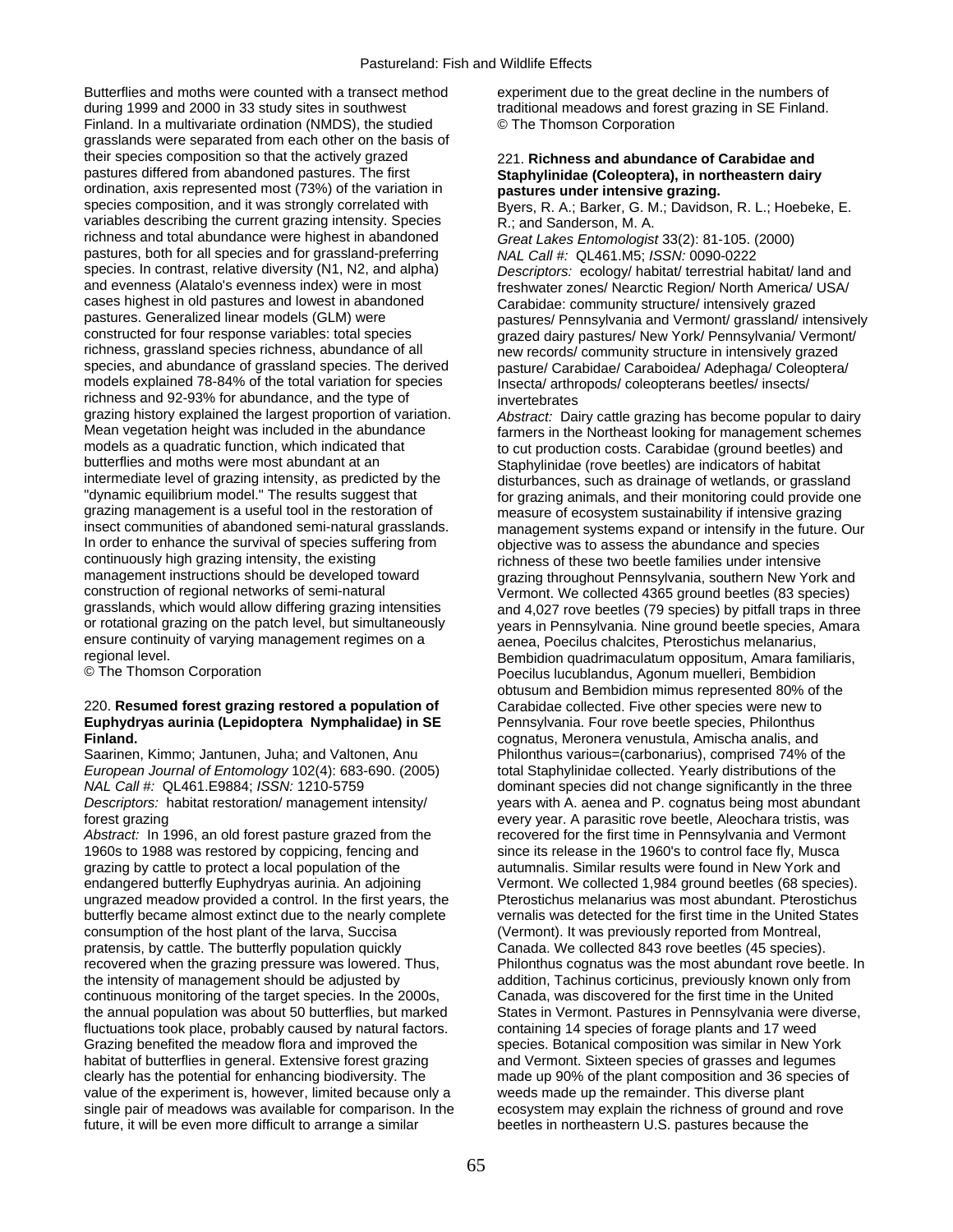Butterflies and moths were counted with a transect method during 1999 and 2000 in 33 study sites in southwest Finland. In a multivariate ordination (NMDS), the studied grasslands were separated from each other on the basis of their species composition so that the actively grazed pastures differed from abandoned pastures. The first ordination, axis represented most (73%) of the variation in species composition, and it was strongly correlated with variables describing the current grazing intensity. Species richness and total abundance were highest in abandoned pastures, both for all species and for grassland-preferring species. In contrast, relative diversity (N1, N2, and alpha) and evenness (Alatalo's evenness index) were in most cases highest in old pastures and lowest in abandoned pastures. Generalized linear models (GLM) were constructed for four response variables: total species richness, grassland species richness, abundance of all species, and abundance of grassland species. The derived models explained 78-84% of the total variation for species richness and 92-93% for abundance, and the type of grazing history explained the largest proportion of variation. Mean vegetation height was included in the abundance models as a quadratic function, which indicated that butterflies and moths were most abundant at an intermediate level of grazing intensity, as predicted by the "dynamic equilibrium model." The results suggest that grazing management is a useful tool in the restoration of insect communities of abandoned semi-natural grasslands. In order to enhance the survival of species suffering from continuously high grazing intensity, the existing management instructions should be developed toward construction of regional networks of semi-natural grasslands, which would allow differing grazing intensities or rotational grazing on the patch level, but simultaneously ensure continuity of varying management regimes on a regional level.
© The Thomson Corporation

220. **Resumed forest grazing restored a population of Euphydryas aurinia (Lepidoptera Nymphalidae) in SE Finland.**
Saarinen, Kimmo; Jantunen, Juha; and Valtonen, Anu
*European Journal of Entomology* 102(4): 683-690. (2005)
*NAL Call #:* QL461.E9884; *ISSN:* 1210-5759
*Descriptors:* habitat restoration/ management intensity/ forest grazing
*Abstract:* In 1996, an old forest pasture grazed from the 1960s to 1988 was restored by coppicing, fencing and grazing by cattle to protect a local population of the endangered butterfly Euphydryas aurinia. An adjoining ungrazed meadow provided a control. In the first years, the butterfly became almost extinct due to the nearly complete consumption of the host plant of the larva, Succisa pratensis, by cattle. The butterfly population quickly recovered when the grazing pressure was lowered. Thus, the intensity of management should be adjusted by continuous monitoring of the target species. In the 2000s, the annual population was about 50 butterflies, but marked fluctuations took place, probably caused by natural factors. Grazing benefited the meadow flora and improved the habitat of butterflies in general. Extensive forest grazing clearly has the potential for enhancing biodiversity. The value of the experiment is, however, limited because only a single pair of meadows was available for comparison. In the future, it will be even more difficult to arrange a similar experiment due to the great decline in the numbers of traditional meadows and forest grazing in SE Finland.
© The Thomson Corporation

221. **Richness and abundance of Carabidae and Staphylinidae (Coleoptera), in northeastern dairy pastures under intensive grazing.**
Byers, R. A.; Barker, G. M.; Davidson, R. L.; Hoebeke, E. R.; and Sanderson, M. A.
*Great Lakes Entomologist* 33(2): 81-105. (2000)
*NAL Call #:* QL461.M5; *ISSN:* 0090-0222
*Descriptors:* ecology/ habitat/ terrestrial habitat/ land and freshwater zones/ Nearctic Region/ North America/ USA/ Carabidae: community structure/ intensively grazed pastures/ Pennsylvania and Vermont/ grassland/ intensively grazed dairy pastures/ New York/ Pennsylvania/ Vermont/ new records/ community structure in intensively grazed pasture/ Carabidae/ Caraboidea/ Adephaga/ Coleoptera/ Insecta/ arthropods/ coleopterans beetles/ insects/ invertebrates
*Abstract:* Dairy cattle grazing has become popular to dairy farmers in the Northeast looking for management schemes to cut production costs. Carabidae (ground beetles) and Staphylinidae (rove beetles) are indicators of habitat disturbances, such as drainage of wetlands, or grassland for grazing animals, and their monitoring could provide one measure of ecosystem sustainability if intensive grazing management systems expand or intensify in the future. Our objective was to assess the abundance and species richness of these two beetle families under intensive grazing throughout Pennsylvania, southern New York and Vermont. We collected 4365 ground beetles (83 species) and 4,027 rove beetles (79 species) by pitfall traps in three years in Pennsylvania. Nine ground beetle species, Amara aenea, Poecilus chalcites, Pterostichus melanarius, Bembidion quadrimaculatum oppositum, Amara familiaris, Poecilus lucublandus, Agonum muelleri, Bembidion obtusum and Bembidion mimus represented 80% of the Carabidae collected. Five other species were new to Pennsylvania. Four rove beetle species, Philonthus cognatus, Meronera venustula, Amischa analis, and Philonthus various=(carbonarius), comprised 74% of the total Staphylinidae collected. Yearly distributions of the dominant species did not change significantly in the three years with A. aenea and P. cognatus being most abundant every year. A parasitic rove beetle, Aleochara tristis, was recovered for the first time in Pennsylvania and Vermont since its release in the 1960's to control face fly, Musca autumnalis. Similar results were found in New York and Vermont. We collected 1,984 ground beetles (68 species). Pterostichus melanarius was most abundant. Pterostichus vernalis was detected for the first time in the United States (Vermont). It was previously reported from Montreal, Canada. We collected 843 rove beetles (45 species). Philonthus cognatus was the most abundant rove beetle. In addition, Tachinus corticinus, previously known only from Canada, was discovered for the first time in the United States in Vermont. Pastures in Pennsylvania were diverse, containing 14 species of forage plants and 17 weed species. Botanical composition was similar in New York and Vermont. Sixteen species of grasses and legumes made up 90% of the plant composition and 36 species of weeds made up the remainder. This diverse plant ecosystem may explain the richness of ground and rove beetles in northeastern U.S. pastures because the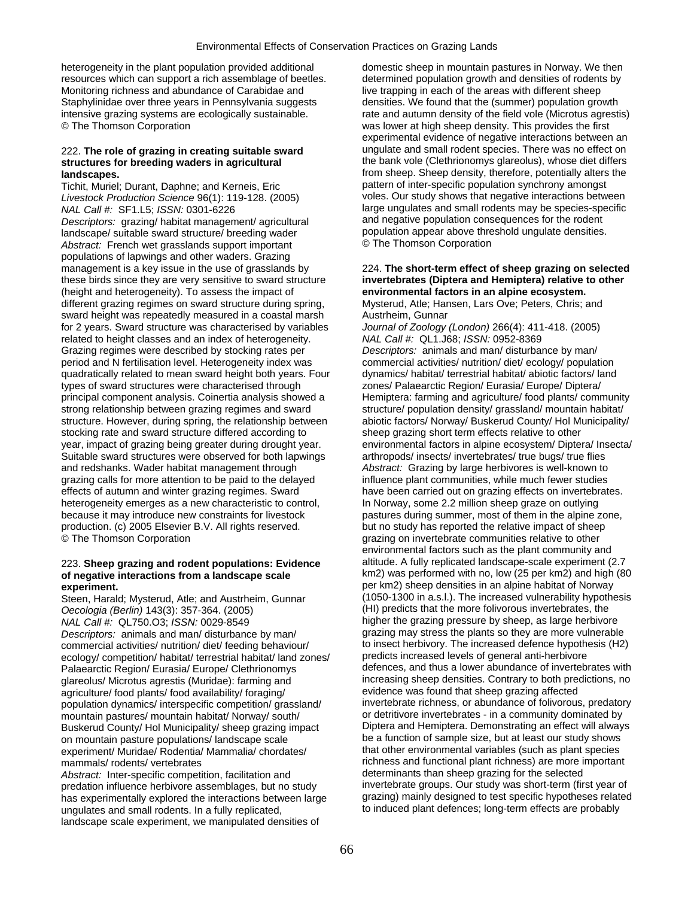heterogeneity in the plant population provided additional resources which can support a rich assemblage of beetles. Monitoring richness and abundance of Carabidae and Staphylinidae over three years in Pennsylvania suggests intensive grazing systems are ecologically sustainable.
© The Thomson Corporation

222. **The role of grazing in creating suitable sward structures for breeding waders in agricultural landscapes.**

Tichit, Muriel; Durant, Daphne; and Kerneis, Eric
*Livestock Production Science* 96(1): 119-128. (2005)
*NAL Call #:* SF1.L5; *ISSN:* 0301-6226
*Descriptors:* grazing/ habitat management/ agricultural landscape/ suitable sward structure/ breeding wader
*Abstract:* French wet grasslands support important populations of lapwings and other waders. Grazing management is a key issue in the use of grasslands by these birds since they are very sensitive to sward structure (height and heterogeneity). To assess the impact of different grazing regimes on sward structure during spring, sward height was repeatedly measured in a coastal marsh for 2 years. Sward structure was characterised by variables related to height classes and an index of heterogeneity. Grazing regimes were described by stocking rates per period and N fertilisation level. Heterogeneity index was quadratically related to mean sward height both years. Four types of sward structures were characterised through principal component analysis. Coinertia analysis showed a strong relationship between grazing regimes and sward structure. However, during spring, the relationship between stocking rate and sward structure differed according to year, impact of grazing being greater during drought year. Suitable sward structures were observed for both lapwings and redshanks. Wader habitat management through grazing calls for more attention to be paid to the delayed effects of autumn and winter grazing regimes. Sward heterogeneity emerges as a new characteristic to control, because it may introduce new constraints for livestock production. (c) 2005 Elsevier B.V. All rights reserved.
© The Thomson Corporation

223. **Sheep grazing and rodent populations: Evidence of negative interactions from a landscape scale experiment.**

Steen, Harald; Mysterud, Atle; and Austrheim, Gunnar
*Oecologia (Berlin)* 143(3): 357-364. (2005)
*NAL Call #:* QL750.O3; *ISSN:* 0029-8549
*Descriptors:* animals and man/ disturbance by man/ commercial activities/ nutrition/ diet/ feeding behaviour/ ecology/ competition/ habitat/ terrestrial habitat/ land zones/ Palaearctic Region/ Eurasia/ Europe/ Clethrionomys glareolus/ Microtus agrestis (Muridae): farming and agriculture/ food plants/ food availability/ foraging/ population dynamics/ interspecific competition/ grassland/ mountain pastures/ mountain habitat/ Norway/ south/ Buskerud County/ Hol Municipality/ sheep grazing impact on mountain pasture populations/ landscape scale experiment/ Muridae/ Rodentia/ Mammalia/ chordates/ mammals/ rodents/ vertebrates
*Abstract:* Inter-specific competition, facilitation and predation influence herbivore assemblages, but no study has experimentally explored the interactions between large ungulates and small rodents. In a fully replicated, landscape scale experiment, we manipulated densities of domestic sheep in mountain pastures in Norway. We then determined population growth and densities of rodents by live trapping in each of the areas with different sheep densities. We found that the (summer) population growth rate and autumn density of the field vole (Microtus agrestis) was lower at high sheep density. This provides the first experimental evidence of negative interactions between an ungulate and small rodent species. There was no effect on the bank vole (Clethrionomys glareolus), whose diet differs from sheep. Sheep density, therefore, potentially alters the pattern of inter-specific population synchrony amongst voles. Our study shows that negative interactions between large ungulates and small rodents may be species-specific and negative population consequences for the rodent population appear above threshold ungulate densities.
© The Thomson Corporation

224. **The short-term effect of sheep grazing on selected invertebrates (Diptera and Hemiptera) relative to other environmental factors in an alpine ecosystem.**

Mysterud, Atle; Hansen, Lars Ove; Peters, Chris; and Austrheim, Gunnar
*Journal of Zoology (London)* 266(4): 411-418. (2005)
*NAL Call #:* QL1.J68; *ISSN:* 0952-8369
*Descriptors:* animals and man/ disturbance by man/ commercial activities/ nutrition/ diet/ ecology/ population dynamics/ habitat/ terrestrial habitat/ abiotic factors/ land zones/ Palaearctic Region/ Eurasia/ Europe/ Diptera/ Hemiptera: farming and agriculture/ food plants/ community structure/ population density/ grassland/ mountain habitat/ abiotic factors/ Norway/ Buskerud County/ Hol Municipality/ sheep grazing short term effects relative to other environmental factors in alpine ecosystem/ Diptera/ Insecta/ arthropods/ insects/ invertebrates/ true bugs/ true flies
*Abstract:* Grazing by large herbivores is well-known to influence plant communities, while much fewer studies have been carried out on grazing effects on invertebrates. In Norway, some 2.2 million sheep graze on outlying pastures during summer, most of them in the alpine zone, but no study has reported the relative impact of sheep grazing on invertebrate communities relative to other environmental factors such as the plant community and altitude. A fully replicated landscape-scale experiment (2.7 km2) was performed with no, low (25 per km2) and high (80 per km2) sheep densities in an alpine habitat of Norway (1050-1300 in a.s.l.). The increased vulnerability hypothesis (HI) predicts that the more folivorous invertebrates, the higher the grazing pressure by sheep, as large herbivore grazing may stress the plants so they are more vulnerable to insect herbivory. The increased defence hypothesis (H2) predicts increased levels of general anti-herbivore defences, and thus a lower abundance of invertebrates with increasing sheep densities. Contrary to both predictions, no evidence was found that sheep grazing affected invertebrate richness, or abundance of folivorous, predatory or detritivore invertebrates - in a community dominated by Diptera and Hemiptera. Demonstrating an effect will always be a function of sample size, but at least our study shows that other environmental variables (such as plant species richness and functional plant richness) are more important determinants than sheep grazing for the selected invertebrate groups. Our study was short-term (first year of grazing) mainly designed to test specific hypotheses related to induced plant defences; long-term effects are probably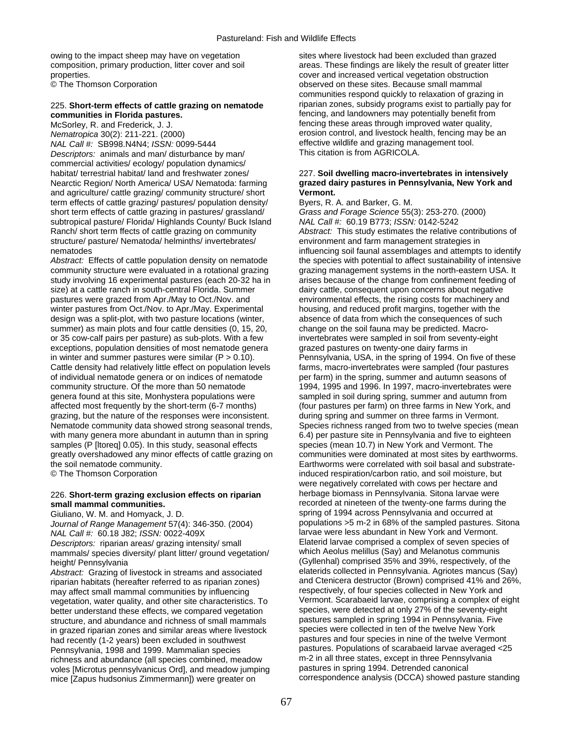owing to the impact sheep may have on vegetation composition, primary production, litter cover and soil properties.
© The Thomson Corporation

225. **Short-term effects of cattle grazing on nematode communities in Florida pastures.**
McSorley, R. and Frederick, J. J.
*Nematropica* 30(2): 211-221. (2000)
*NAL Call #:* SB998.N4N4; *ISSN:* 0099-5444
*Descriptors:* animals and man/ disturbance by man/ commercial activities/ ecology/ population dynamics/ habitat/ terrestrial habitat/ land and freshwater zones/ Nearctic Region/ North America/ USA/ Nematoda: farming and agriculture/ cattle grazing/ community structure/ short term effects of cattle grazing/ pastures/ population density/ short term effects of cattle grazing in pastures/ grassland/ subtropical pasture/ Florida/ Highlands County/ Buck Island Ranch/ short term ffects of cattle grazing on community structure/ pasture/ Nematoda/ helminths/ invertebrates/ nematodes
*Abstract:* Effects of cattle population density on nematode community structure were evaluated in a rotational grazing study involving 16 experimental pastures (each 20-32 ha in size) at a cattle ranch in south-central Florida. Summer pastures were grazed from Apr./May to Oct./Nov. and winter pastures from Oct./Nov. to Apr./May. Experimental design was a split-plot, with two pasture locations (winter, summer) as main plots and four cattle densities (0, 15, 20, or 35 cow-calf pairs per pasture) as sub-plots. With a few exceptions, population densities of most nematode genera in winter and summer pastures were similar ($P > 0.10$). Cattle density had relatively little effect on population levels of individual nematode genera or on indices of nematode community structure. Of the more than 50 nematode genera found at this site, Monhystera populations were affected most frequently by the short-term (6-7 months) grazing, but the nature of the responses were inconsistent. Nematode community data showed strong seasonal trends, with many genera more abundant in autumn than in spring samples (P [ltoreq] 0.05). In this study, seasonal effects greatly overshadowed any minor effects of cattle grazing on the soil nematode community.
© The Thomson Corporation

226. **Short-term grazing exclusion effects on riparian small mammal communities.**
Giuliano, W. M. and Homyack, J. D.
*Journal of Range Management* 57(4): 346-350. (2004)
*NAL Call #:* 60.18 J82; *ISSN:* 0022-409X
*Descriptors:* riparian areas/ grazing intensity/ small mammals/ species diversity/ plant litter/ ground vegetation/ height/ Pennsylvania
*Abstract:* Grazing of livestock in streams and associated riparian habitats (hereafter referred to as riparian zones) may affect small mammal communities by influencing vegetation, water quality, and other site characteristics. To better understand these effects, we compared vegetation structure, and abundance and richness of small mammals in grazed riparian zones and similar areas where livestock had recently (1-2 years) been excluded in southwest Pennsylvania, 1998 and 1999. Mammalian species richness and abundance (all species combined, meadow voles [Microtus pennsylvanicus Ord], and meadow jumping mice [Zapus hudsonius Zimmermann]) were greater on sites where livestock had been excluded than grazed areas. These findings are likely the result of greater litter cover and increased vertical vegetation obstruction observed on these sites. Because small mammal communities respond quickly to relaxation of grazing in riparian zones, subsidy programs exist to partially pay for fencing, and landowners may potentially benefit from fencing these areas through improved water quality, erosion control, and livestock health, fencing may be an effective wildlife and grazing management tool.
This citation is from AGRICOLA.

227. **Soil dwelling macro-invertebrates in intensively grazed dairy pastures in Pennsylvania, New York and Vermont.**
Byers, R. A. and Barker, G. M.
*Grass and Forage Science* 55(3): 253-270. (2000)
*NAL Call #:* 60.19 B773; *ISSN:* 0142-5242
*Abstract:* This study estimates the relative contributions of environment and farm management strategies in influencing soil faunal assemblages and attempts to identify the species with potential to affect sustainability of intensive grazing management systems in the north-eastern USA. It arises because of the change from confinement feeding of dairy cattle, consequent upon concerns about negative environmental effects, the rising costs for machinery and housing, and reduced profit margins, together with the absence of data from which the consequences of such change on the soil fauna may be predicted. Macro-invertebrates were sampled in soil from seventy-eight grazed pastures on twenty-one dairy farms in Pennsylvania, USA, in the spring of 1994. On five of these farms, macro-invertebrates were sampled (four pastures per farm) in the spring, summer and autumn seasons of 1994, 1995 and 1996. In 1997, macro-invertebrates were sampled in soil during spring, summer and autumn from (four pastures per farm) on three farms in New York, and during spring and summer on three farms in Vermont. Species richness ranged from two to twelve species (mean 6.4) per pasture site in Pennsylvania and five to eighteen species (mean 10.7) in New York and Vermont. The communities were dominated at most sites by earthworms. Earthworms were correlated with soil basal and substrate-induced respiration/carbon ratio, and soil moisture, but were negatively correlated with cows per hectare and herbage biomass in Pennsylvania. Sitona larvae were recorded at nineteen of the twenty-one farms during the spring of 1994 across Pennsylvania and occurred at populations $>5$ m-2 in 68% of the sampled pastures. Sitona larvae were less abundant in New York and Vermont. Elaterid larvae comprised a complex of seven species of which Aeolus melillus (Say) and Melanotus communis (Gyllenhal) comprised 35% and 39%, respectively, of the elaterids collected in Pennsylvania. Agriotes mancus (Say) and Ctenicera destructor (Brown) comprised 41% and 26%, respectively, of four species collected in New York and Vermont. Scarabaeid larvae, comprising a complex of eight species, were detected at only 27% of the seventy-eight pastures sampled in spring 1994 in Pennsylvania. Five species were collected in ten of the twelve New York pastures and four species in nine of the twelve Vermont pastures. Populations of scarabaeid larvae averaged $<25$ m-2 in all three states, except in three Pennsylvania pastures in spring 1994. Detrended canonical correspondence analysis (DCCA) showed pasture standing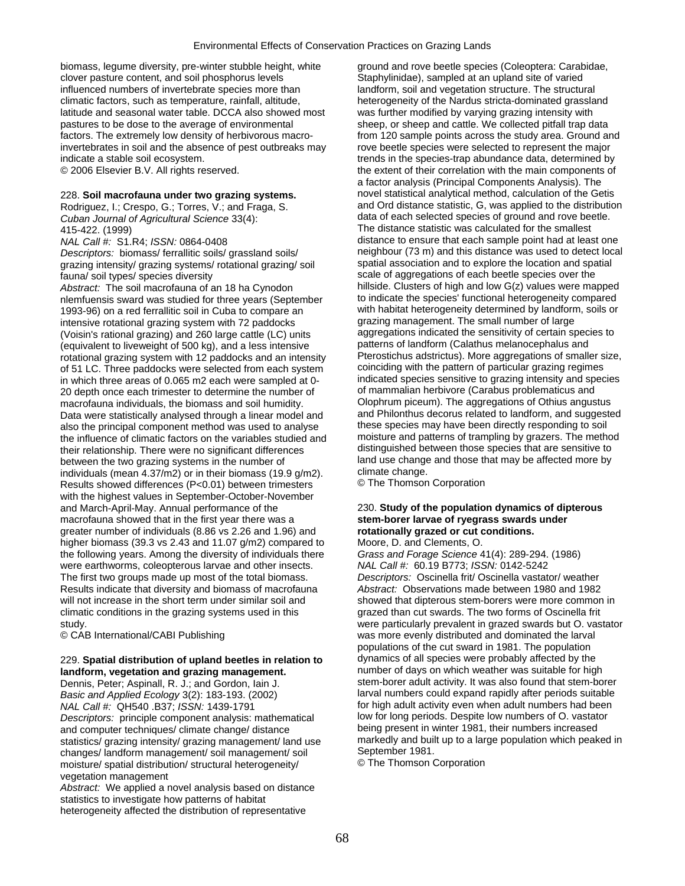biomass, legume diversity, pre-winter stubble height, white clover pasture content, and soil phosphorus levels influenced numbers of invertebrate species more than climatic factors, such as temperature, rainfall, altitude, latitude and seasonal water table. DCCA also showed most pastures to be dose to the average of environmental factors. The extremely low density of herbivorous macro-invertebrates in soil and the absence of pest outbreaks may indicate a stable soil ecosystem.
© 2006 Elsevier B.V. All rights reserved.

228. **Soil macrofauna under two grazing systems.**
Rodriguez, I.; Crespo, G.; Torres, V.; and Fraga, S.
*Cuban Journal of Agricultural Science* 33(4): 415-422. (1999)
*NAL Call #:* S1.R4; *ISSN:* 0864-0408
*Descriptors:* biomass/ ferrallitic soils/ grassland soils/ grazing intensity/ grazing systems/ rotational grazing/ soil fauna/ soil types/ species diversity
*Abstract:* The soil macrofauna of an 18 ha Cynodon nlemfuensis sward was studied for three years (September 1993-96) on a red ferrallitic soil in Cuba to compare an intensive rotational grazing system with 72 paddocks (Voisin's rational grazing) and 260 large cattle (LC) units (equivalent to liveweight of 500 kg), and a less intensive rotational grazing system with 12 paddocks and an intensity of 51 LC. Three paddocks were selected from each system in which three areas of 0.065 m2 each were sampled at 0-20 depth once each trimester to determine the number of macrofauna individuals, the biomass and soil humidity. Data were statistically analysed through a linear model and also the principal component method was used to analyse the influence of climatic factors on the variables studied and their relationship. There were no significant differences between the two grazing systems in the number of individuals (mean 4.37/m2) or in their biomass (19.9 g/m2). Results showed differences (P<0.01) between trimesters with the highest values in September-October-November and March-April-May. Annual performance of the macrofauna showed that in the first year there was a greater number of individuals (8.86 vs 2.26 and 1.96) and higher biomass (39.3 vs 2.43 and 11.07 g/m2) compared to the following years. Among the diversity of individuals there were earthworms, coleopterous larvae and other insects. The first two groups made up most of the total biomass. Results indicate that diversity and biomass of macrofauna will not increase in the short term under similar soil and climatic conditions in the grazing systems used in this study.
© CAB International/CABI Publishing

229. **Spatial distribution of upland beetles in relation to landform, vegetation and grazing management.**
Dennis, Peter; Aspinall, R. J.; and Gordon, Iain J.
*Basic and Applied Ecology* 3(2): 183-193. (2002)
*NAL Call #:* QH540 .B37; *ISSN:* 1439-1791
*Descriptors:* principle component analysis: mathematical and computer techniques/ climate change/ distance statistics/ grazing intensity/ grazing management/ land use changes/ landform management/ soil management/ soil moisture/ spatial distribution/ structural heterogeneity/ vegetation management
*Abstract:* We applied a novel analysis based on distance statistics to investigate how patterns of habitat heterogeneity affected the distribution of representative ground and rove beetle species (Coleoptera: Carabidae, Staphylinidae), sampled at an upland site of varied landform, soil and vegetation structure. The structural heterogeneity of the Nardus stricta-dominated grassland was further modified by varying grazing intensity with sheep, or sheep and cattle. We collected pitfall trap data from 120 sample points across the study area. Ground and rove beetle species were selected to represent the major trends in the species-trap abundance data, determined by the extent of their correlation with the main components of a factor analysis (Principal Components Analysis). The novel statistical analytical method, calculation of the Getis and Ord distance statistic, G, was applied to the distribution data of each selected species of ground and rove beetle. The distance statistic was calculated for the smallest distance to ensure that each sample point had at least one neighbour (73 m) and this distance was used to detect local spatial association and to explore the location and spatial scale of aggregations of each beetle species over the hillside. Clusters of high and low G(z) values were mapped to indicate the species' functional heterogeneity compared with habitat heterogeneity determined by landform, soils or grazing management. The small number of large aggregations indicated the sensitivity of certain species to patterns of landform (Calathus melanocephalus and Pterostichus adstrictus). More aggregations of smaller size, coinciding with the pattern of particular grazing regimes indicated species sensitive to grazing intensity and species of mammalian herbivore (Carabus problematicus and Olophrum piceum). The aggregations of Othius angustus and Philonthus decorus related to landform, and suggested these species may have been directly responding to soil moisture and patterns of trampling by grazers. The method distinguished between those species that are sensitive to land use change and those that may be affected more by climate change.
© The Thomson Corporation

230. **Study of the population dynamics of dipterous stem-borer larvae of ryegrass swards under rotationally grazed or cut conditions.**
Moore, D. and Clements, O.
*Grass and Forage Science* 41(4): 289-294. (1986)
*NAL Call #:* 60.19 B773; *ISSN:* 0142-5242
*Descriptors:* Oscinella frit/ Oscinella vastator/ weather
*Abstract:* Observations made between 1980 and 1982 showed that dipterous stem-borers were more common in grazed than cut swards. The two forms of Oscinella frit were particularly prevalent in grazed swards but O. vastator was more evenly distributed and dominated the larval populations of the cut sward in 1981. The population dynamics of all species were probably affected by the number of days on which weather was suitable for high stem-borer adult activity. It was also found that stem-borer larval numbers could expand rapidly after periods suitable for high adult activity even when adult numbers had been low for long periods. Despite low numbers of O. vastator being present in winter 1981, their numbers increased markedly and built up to a large population which peaked in September 1981.
© The Thomson Corporation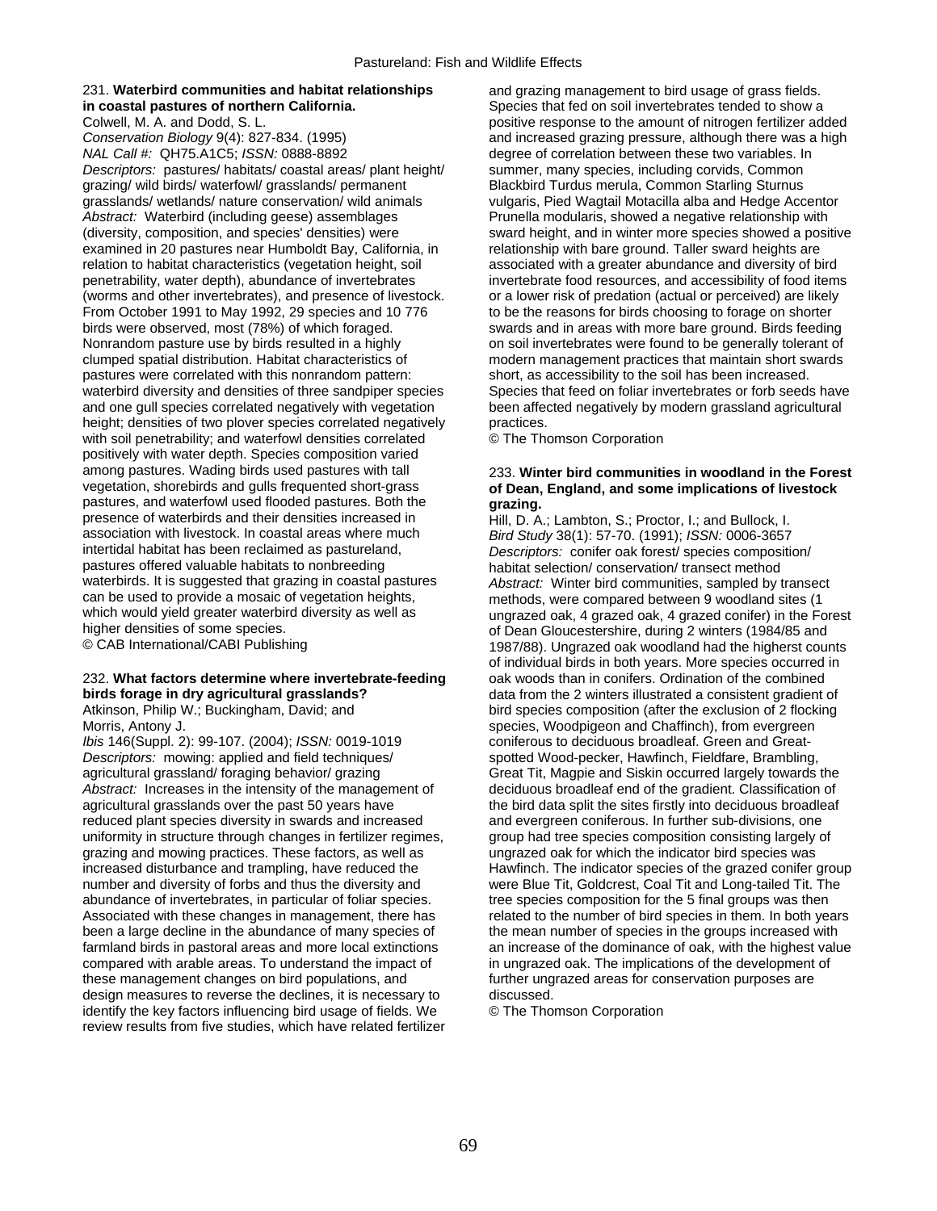**231. Waterbird communities and habitat relationships in coastal pastures of northern California.**

Colwell, M. A. and Dodd, S. L.

*Conservation Biology* 9(4): 827-834. (1995)

*NAL Call #:* QH75.A1C5; *ISSN:* 0888-8892

*Descriptors:* pastures/ habitats/ coastal areas/ plant height/ grazing/ wild birds/ waterfowl/ grasslands/ permanent grasslands/ wetlands/ nature conservation/ wild animals

*Abstract:* Waterbird (including geese) assemblages (diversity, composition, and species' densities) were examined in 20 pastures near Humboldt Bay, California, in relation to habitat characteristics (vegetation height, soil penetrability, water depth), abundance of invertebrates (worms and other invertebrates), and presence of livestock. From October 1991 to May 1992, 29 species and 10 776 birds were observed, most (78%) of which foraged. Nonrandom pasture use by birds resulted in a highly clumped spatial distribution. Habitat characteristics of pastures were correlated with this nonrandom pattern: waterbird diversity and densities of three sandpiper species and one gull species correlated negatively with vegetation height; densities of two plover species correlated negatively with soil penetrability; and waterfowl densities correlated positively with water depth. Species composition varied among pastures. Wading birds used pastures with tall vegetation, shorebirds and gulls frequented short-grass pastures, and waterfowl used flooded pastures. Both the presence of waterbirds and their densities increased in association with livestock. In coastal areas where much intertidal habitat has been reclaimed as pastureland, pastures offered valuable habitats to nonbreeding waterbirds. It is suggested that grazing in coastal pastures can be used to provide a mosaic of vegetation heights, which would yield greater waterbird diversity as well as higher densities of some species.

© CAB International/CABI Publishing

**232. What factors determine where invertebrate-feeding birds forage in dry agricultural grasslands?**

Atkinson, Philip W.; Buckingham, David; and Morris, Antony J.

*Ibis* 146(Suppl. 2): 99-107. (2004); *ISSN:* 0019-1019

*Descriptors:* mowing: applied and field techniques/ agricultural grassland/ foraging behavior/ grazing

*Abstract:* Increases in the intensity of the management of agricultural grasslands over the past 50 years have reduced plant species diversity in swards and increased uniformity in structure through changes in fertilizer regimes, grazing and mowing practices. These factors, as well as increased disturbance and trampling, have reduced the number and diversity of forbs and thus the diversity and abundance of invertebrates, in particular of foliar species. Associated with these changes in management, there has been a large decline in the abundance of many species of farmland birds in pastoral areas and more local extinctions compared with arable areas. To understand the impact of these management changes on bird populations, and design measures to reverse the declines, it is necessary to identify the key factors influencing bird usage of fields. We review results from five studies, which have related fertilizer and grazing management to bird usage of grass fields. Species that fed on soil invertebrates tended to show a positive response to the amount of nitrogen fertilizer added and increased grazing pressure, although there was a high degree of correlation between these two variables. In summer, many species, including corvids, Common Blackbird Turdus merula, Common Starling Sturnus vulgaris, Pied Wagtail Motacilla alba and Hedge Accentor Prunella modularis, showed a negative relationship with sward height, and in winter more species showed a positive relationship with bare ground. Taller sward heights are associated with a greater abundance and diversity of bird invertebrate food resources, and accessibility of food items or a lower risk of predation (actual or perceived) are likely to be the reasons for birds choosing to forage on shorter swards and in areas with more bare ground. Birds feeding on soil invertebrates were found to be generally tolerant of modern management practices that maintain short swards short, as accessibility to the soil has been increased. Species that feed on foliar invertebrates or forb seeds have been affected negatively by modern grassland agricultural practices.

© The Thomson Corporation

**233. Winter bird communities in woodland in the Forest of Dean, England, and some implications of livestock grazing.**

Hill, D. A.; Lambton, S.; Proctor, I.; and Bullock, I.

*Bird Study* 38(1): 57-70. (1991); *ISSN:* 0006-3657

*Descriptors:* conifer oak forest/ species composition/ habitat selection/ conservation/ transect method

*Abstract:* Winter bird communities, sampled by transect methods, were compared between 9 woodland sites (1 ungrazed oak, 4 grazed oak, 4 grazed conifer) in the Forest of Dean Gloucestershire, during 2 winters (1984/85 and 1987/88). Ungrazed oak woodland had the highest counts of individual birds in both years. More species occurred in oak woods than in conifers. Ordination of the combined data from the 2 winters illustrated a consistent gradient of bird species composition (after the exclusion of 2 flocking species, Woodpigeon and Chaffinch), from evergreen coniferous to deciduous broadleaf. Green and Great-spotted Wood-pecker, Hawfinch, Fieldfare, Brambling, Great Tit, Magpie and Siskin occurred largely towards the deciduous broadleaf end of the gradient. Classification of the bird data split the sites firstly into deciduous broadleaf and evergreen coniferous. In further sub-divisions, one group had tree species composition consisting largely of ungrazed oak for which the indicator bird species was Hawfinch. The indicator species of the grazed conifer group were Blue Tit, Goldcrest, Coal Tit and Long-tailed Tit. The tree species composition for the 5 final groups was then related to the number of bird species in them. In both years the mean number of species in the groups increased with an increase of the dominance of oak, with the highest value in ungrazed oak. The implications of the development of further ungrazed areas for conservation purposes are discussed.

© The Thomson Corporation